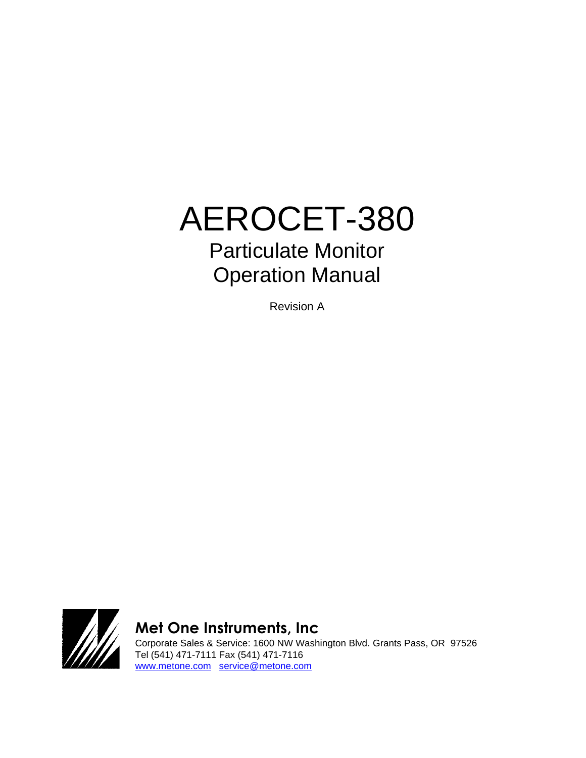# AEROCET-380

## Particulate Monitor
## Operation Manual

Revision A

**Met One Instruments, Inc**

Corporate Sales & Service: 1600 NW Washington Blvd. Grants Pass, OR 97526
Tel (541) 471-7111 Fax (541) 471-7116
www.metone.com service@metone.com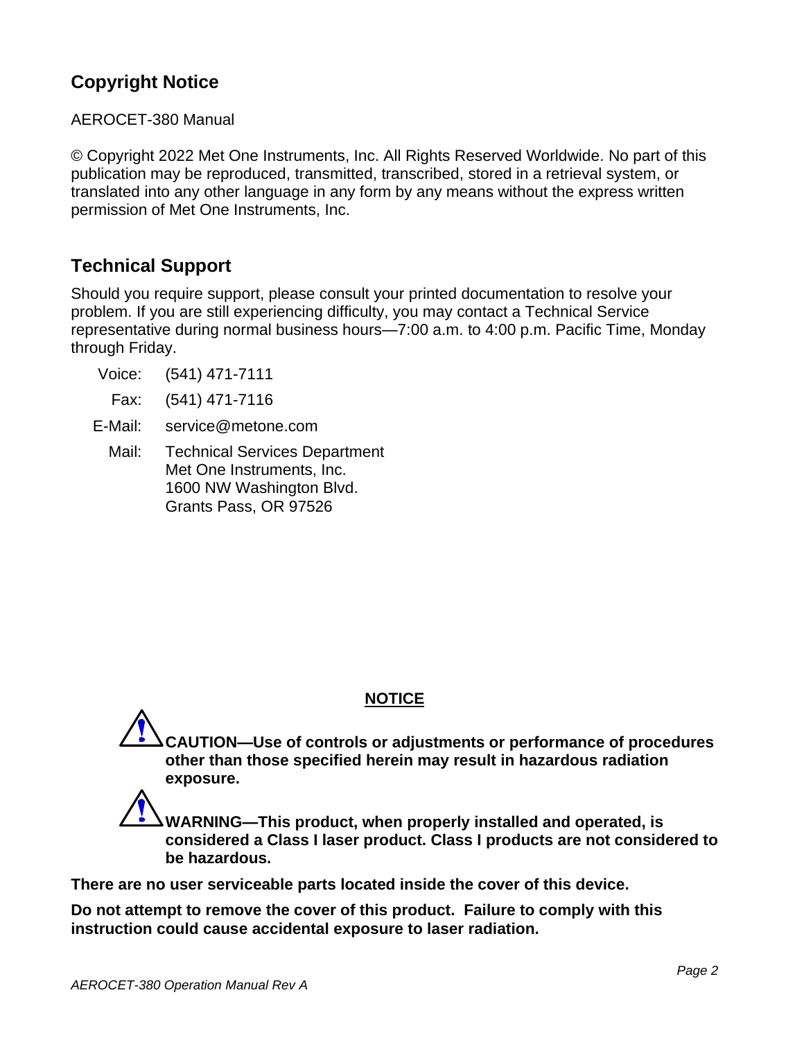## Copyright Notice

AEROCET-380 Manual

© Copyright 2022 Met One Instruments, Inc. All Rights Reserved Worldwide. No part of this publication may be reproduced, transmitted, transcribed, stored in a retrieval system, or translated into any other language in any form by any means without the express written permission of Met One Instruments, Inc.

## Technical Support

Should you require support, please consult your printed documentation to resolve your problem. If you are still experiencing difficulty, you may contact a Technical Service representative during normal business hours—7:00 a.m. to 4:00 p.m. Pacific Time, Monday through Friday.

Voice: (541) 471-7111

Fax: (541) 471-7116

E-Mail: service@metone.com

Mail: Technical Services Department
Met One Instruments, Inc.
1600 NW Washington Blvd.
Grants Pass, OR 97526

**NOTICE**

**CAUTION—Use of controls or adjustments or performance of procedures other than those specified herein may result in hazardous radiation exposure.**

**WARNING—This product, when properly installed and operated, is considered a Class I laser product. Class I products are not considered to be hazardous.**

**There are no user serviceable parts located inside the cover of this device.**

**Do not attempt to remove the cover of this product. Failure to comply with this instruction could cause accidental exposure to laser radiation.**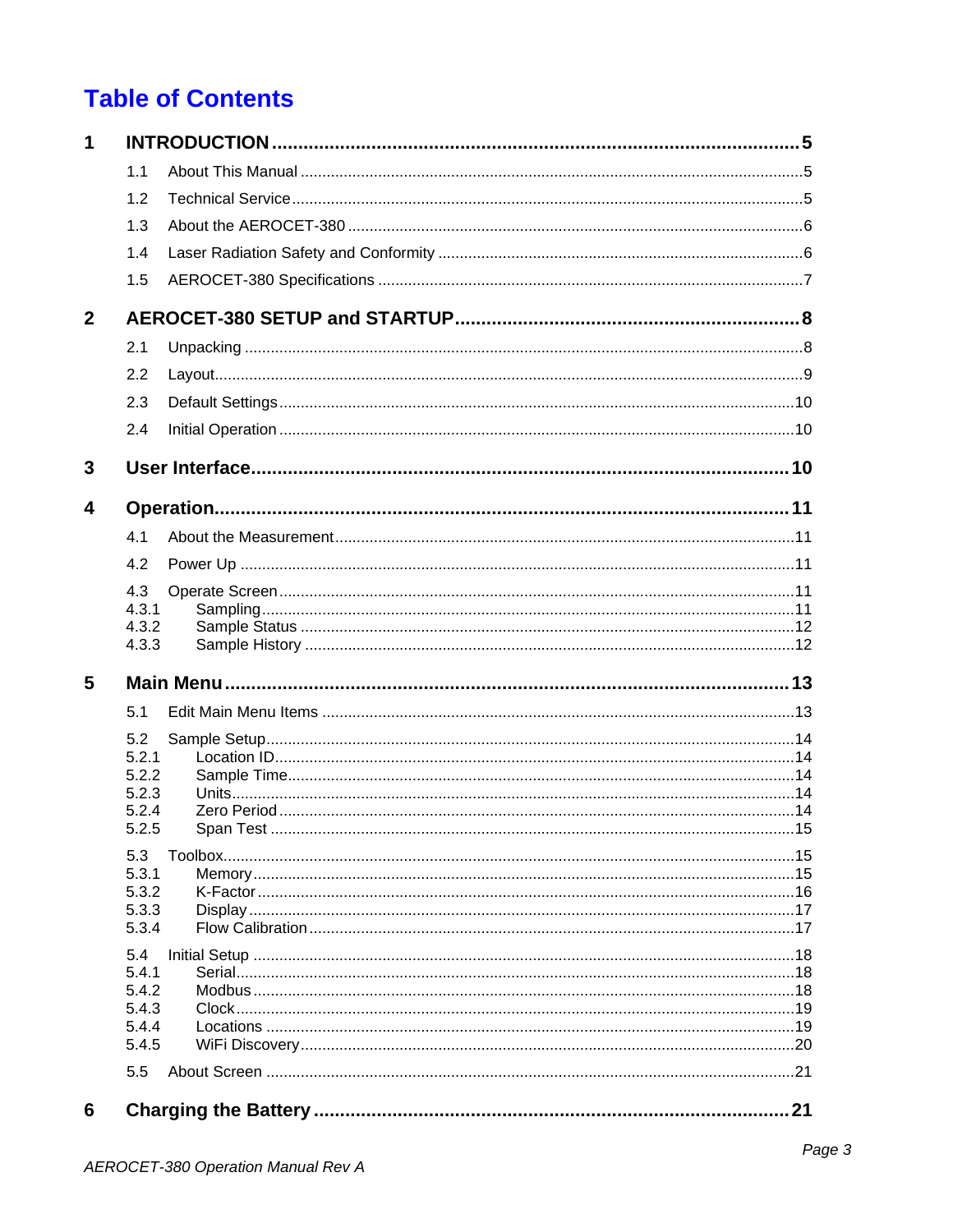# Table of Contents

**1 INTRODUCTION ........ 5**

- 1.1 About This Manual ........ 5
- 1.2 Technical Service ........ 5
- 1.3 About the AEROCET-380 ........ 6
- 1.4 Laser Radiation Safety and Conformity ........ 6
- 1.5 AEROCET-380 Specifications ........ 7

**2 AEROCET-380 SETUP and STARTUP ........ 8**

- 2.1 Unpacking ........ 8
- 2.2 Layout ........ 9
- 2.3 Default Settings ........ 10
- 2.4 Initial Operation ........ 10

**3 User Interface ........ 10**

**4 Operation ........ 11**

- 4.1 About the Measurement ........ 11
- 4.2 Power Up ........ 11
- 4.3 Operate Screen ........ 11
  - 4.3.1 Sampling ........ 11
  - 4.3.2 Sample Status ........ 12
  - 4.3.3 Sample History ........ 12

**5 Main Menu ........ 13**

- 5.1 Edit Main Menu Items ........ 13
- 5.2 Sample Setup ........ 14
  - 5.2.1 Location ID ........ 14
  - 5.2.2 Sample Time ........ 14
  - 5.2.3 Units ........ 14
  - 5.2.4 Zero Period ........ 14
  - 5.2.5 Span Test ........ 15
- 5.3 Toolbox ........ 15
  - 5.3.1 Memory ........ 15
  - 5.3.2 K-Factor ........ 16
  - 5.3.3 Display ........ 17
  - 5.3.4 Flow Calibration ........ 17
- 5.4 Initial Setup ........ 18
  - 5.4.1 Serial ........ 18
  - 5.4.2 Modbus ........ 18
  - 5.4.3 Clock ........ 19
  - 5.4.4 Locations ........ 19
  - 5.4.5 WiFi Discovery ........ 20
- 5.5 About Screen ........ 21

**6 Charging the Battery ........ 21**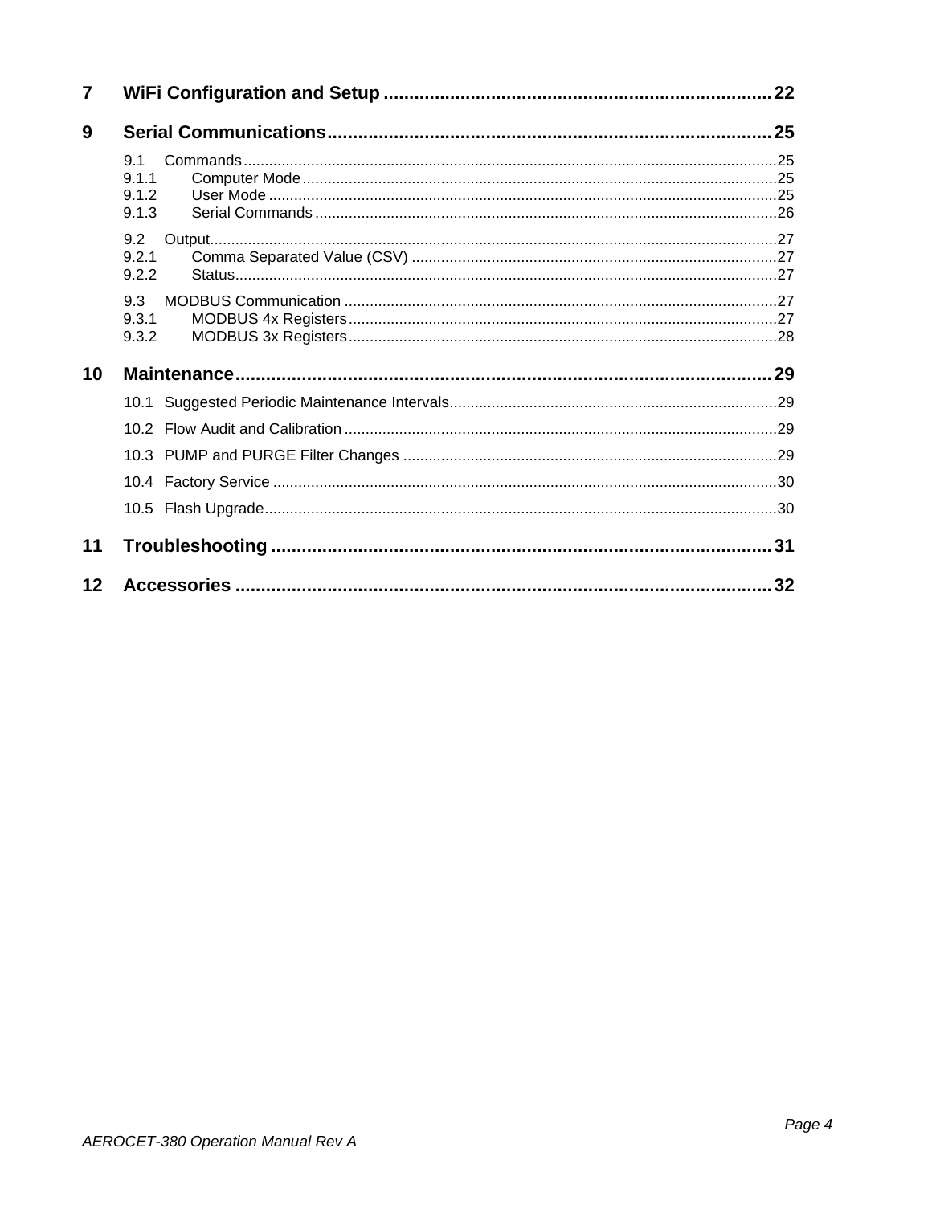7 WiFi Configuration and Setup ........................................................................ 22

9 Serial Communications .................................................................................. 25

9.1 Commands ........................................................................................................ 25
9.1.1 Computer Mode ............................................................................................. 25
9.1.2 User Mode ..................................................................................................... 25
9.1.3 Serial Commands .......................................................................................... 26

9.2 Output ................................................................................................................ 27
9.2.1 Comma Separated Value (CSV) .................................................................... 27
9.2.2 Status .............................................................................................................. 27

9.3 MODBUS Communication ................................................................................ 27
9.3.1 MODBUS 4x Registers ................................................................................... 27
9.3.2 MODBUS 3x Registers ................................................................................... 28

10 Maintenance .................................................................................................. 29

10.1 Suggested Periodic Maintenance Intervals ...................................................... 29

10.2 Flow Audit and Calibration .............................................................................. 29

10.3 PUMP and PURGE Filter Changes ................................................................. 29

10.4 Factory Service ................................................................................................ 30

10.5 Flash Upgrade .................................................................................................. 30

11 Troubleshooting ............................................................................................ 31

12 Accessories ................................................................................................... 32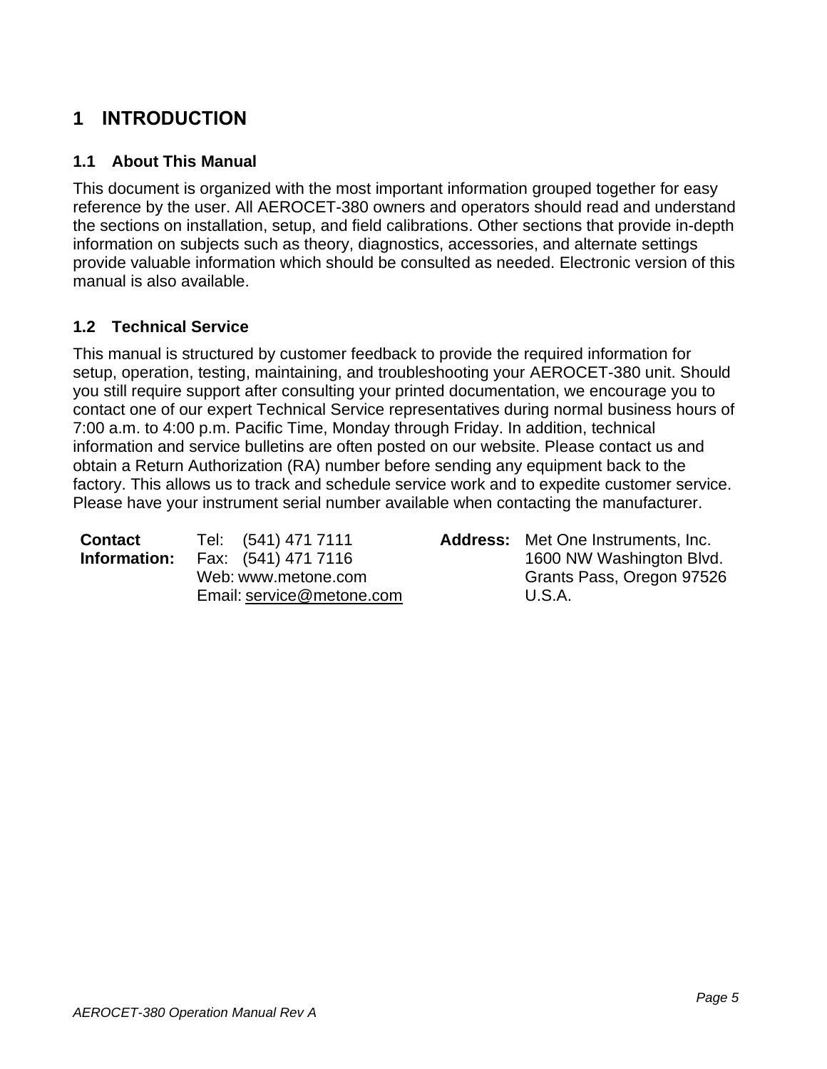# 1 INTRODUCTION

## 1.1 About This Manual

This document is organized with the most important information grouped together for easy reference by the user. All AEROCET-380 owners and operators should read and understand the sections on installation, setup, and field calibrations. Other sections that provide in-depth information on subjects such as theory, diagnostics, accessories, and alternate settings provide valuable information which should be consulted as needed. Electronic version of this manual is also available.

## 1.2 Technical Service

This manual is structured by customer feedback to provide the required information for setup, operation, testing, maintaining, and troubleshooting your AEROCET-380 unit. Should you still require support after consulting your printed documentation, we encourage you to contact one of our expert Technical Service representatives during normal business hours of 7:00 a.m. to 4:00 p.m. Pacific Time, Monday through Friday. In addition, technical information and service bulletins are often posted on our website. Please contact us and obtain a Return Authorization (RA) number before sending any equipment back to the factory. This allows us to track and schedule service work and to expedite customer service. Please have your instrument serial number available when contacting the manufacturer.

| **Contact Information:** | Tel: (541) 471 7111<br>Fax: (541) 471 7116<br>Web: www.metone.com<br>Email: service@metone.com | **Address:** | Met One Instruments, Inc.<br>1600 NW Washington Blvd.<br>Grants Pass, Oregon 97526<br>U.S.A. |
|---|---|---|---|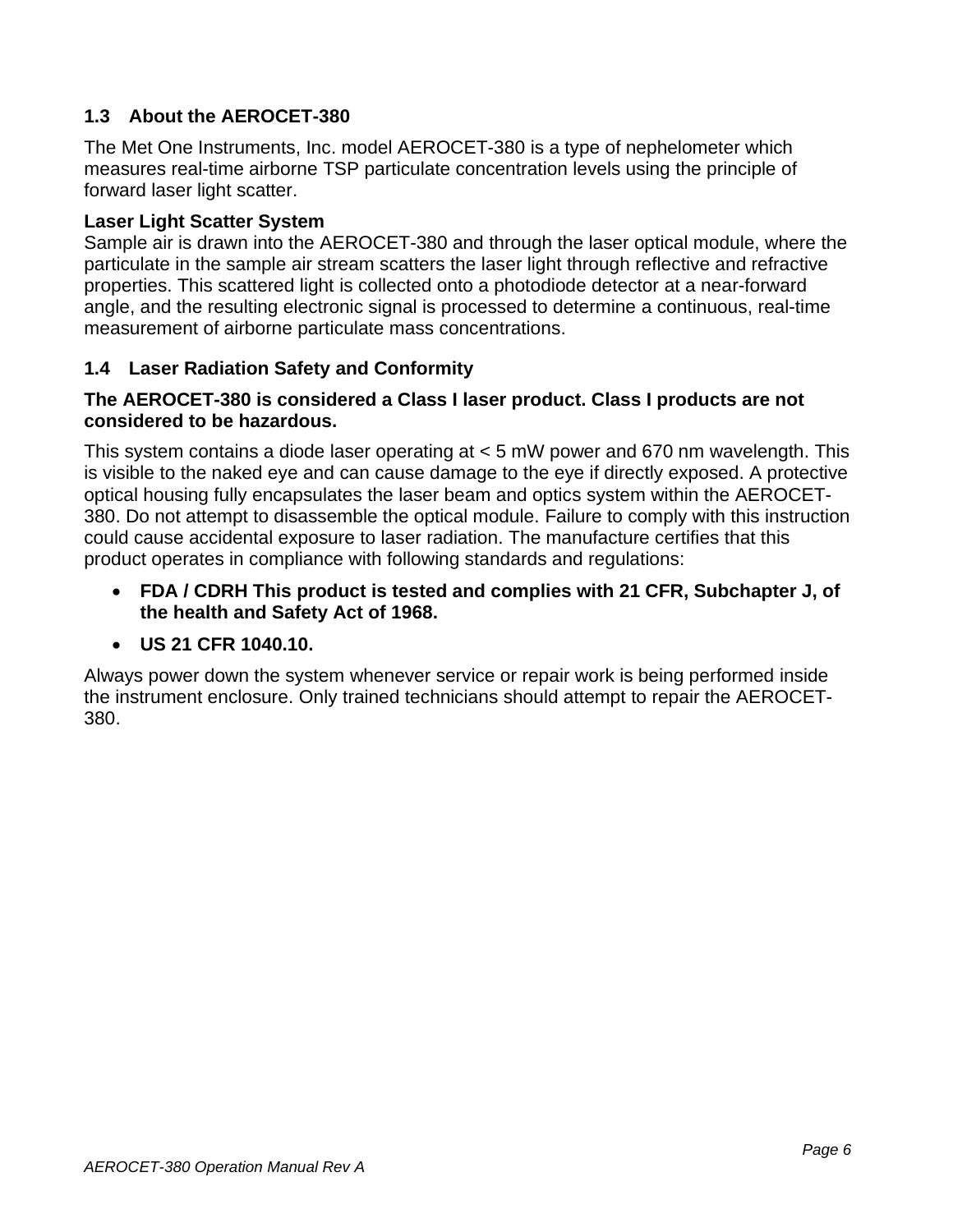## 1.3 About the AEROCET-380

The Met One Instruments, Inc. model AEROCET-380 is a type of nephelometer which measures real-time airborne TSP particulate concentration levels using the principle of forward laser light scatter.

**Laser Light Scatter System**

Sample air is drawn into the AEROCET-380 and through the laser optical module, where the particulate in the sample air stream scatters the laser light through reflective and refractive properties. This scattered light is collected onto a photodiode detector at a near-forward angle, and the resulting electronic signal is processed to determine a continuous, real-time measurement of airborne particulate mass concentrations.

## 1.4 Laser Radiation Safety and Conformity

**The AEROCET-380 is considered a Class I laser product. Class I products are not considered to be hazardous.**

This system contains a diode laser operating at < 5 mW power and 670 nm wavelength. This is visible to the naked eye and can cause damage to the eye if directly exposed. A protective optical housing fully encapsulates the laser beam and optics system within the AEROCET-380. Do not attempt to disassemble the optical module. Failure to comply with this instruction could cause accidental exposure to laser radiation. The manufacture certifies that this product operates in compliance with following standards and regulations:

- **FDA / CDRH This product is tested and complies with 21 CFR, Subchapter J, of the health and Safety Act of 1968.**
- **US 21 CFR 1040.10.**

Always power down the system whenever service or repair work is being performed inside the instrument enclosure. Only trained technicians should attempt to repair the AEROCET-380.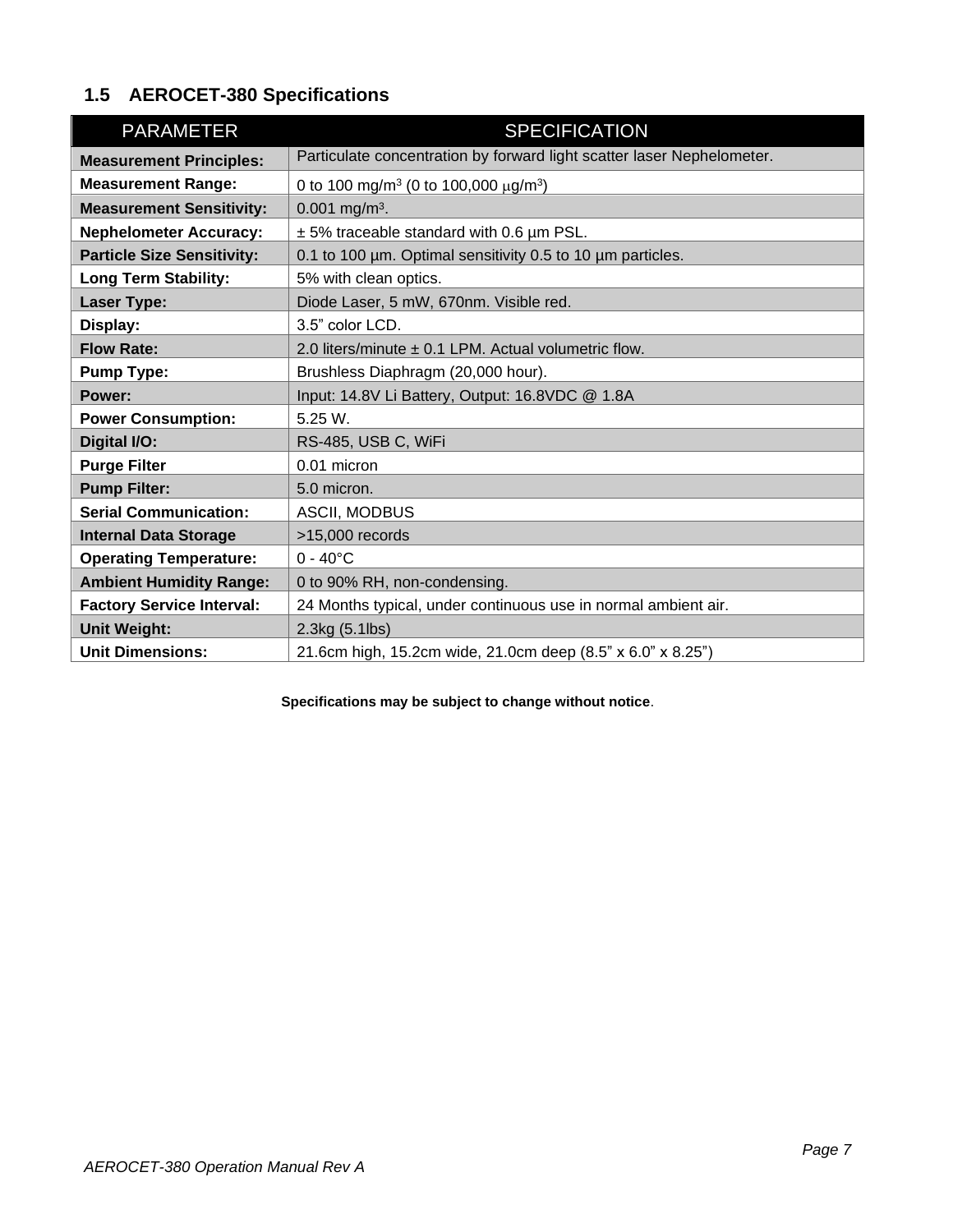## 1.5 AEROCET-380 Specifications

| PARAMETER | SPECIFICATION |
|---|---|
| **Measurement Principles:** | Particulate concentration by forward light scatter laser Nephelometer. |
| **Measurement Range:** | 0 to 100 mg/m$^3$ (0 to 100,000 $\mu$g/m$^3$) |
| **Measurement Sensitivity:** | 0.001 mg/m$^3$. |
| **Nephelometer Accuracy:** | ± 5% traceable standard with 0.6 µm PSL. |
| **Particle Size Sensitivity:** | 0.1 to 100 µm. Optimal sensitivity 0.5 to 10 µm particles. |
| **Long Term Stability:** | 5% with clean optics. |
| **Laser Type:** | Diode Laser, 5 mW, 670nm. Visible red. |
| **Display:** | 3.5” color LCD. |
| **Flow Rate:** | 2.0 liters/minute ± 0.1 LPM. Actual volumetric flow. |
| **Pump Type:** | Brushless Diaphragm (20,000 hour). |
| **Power:** | Input: 14.8V Li Battery, Output: 16.8VDC @ 1.8A |
| **Power Consumption:** | 5.25 W. |
| **Digital I/O:** | RS-485, USB C, WiFi |
| **Purge Filter** | 0.01 micron |
| **Pump Filter:** | 5.0 micron. |
| **Serial Communication:** | ASCII, MODBUS |
| **Internal Data Storage** | >15,000 records |
| **Operating Temperature:** | 0 - 40°C |
| **Ambient Humidity Range:** | 0 to 90% RH, non-condensing. |
| **Factory Service Interval:** | 24 Months typical, under continuous use in normal ambient air. |
| **Unit Weight:** | 2.3kg (5.1lbs) |
| **Unit Dimensions:** | 21.6cm high, 15.2cm wide, 21.0cm deep (8.5” x 6.0” x 8.25”) |

**Specifications may be subject to change without notice**.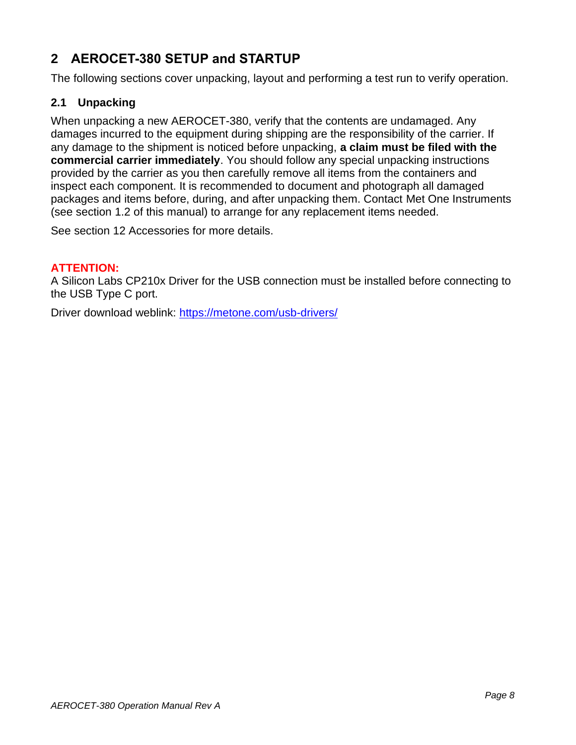# 2 AEROCET-380 SETUP and STARTUP

The following sections cover unpacking, layout and performing a test run to verify operation.

## 2.1 Unpacking

When unpacking a new AEROCET-380, verify that the contents are undamaged. Any damages incurred to the equipment during shipping are the responsibility of the carrier. If any damage to the shipment is noticed before unpacking, **a claim must be filed with the commercial carrier immediately**. You should follow any special unpacking instructions provided by the carrier as you then carefully remove all items from the containers and inspect each component. It is recommended to document and photograph all damaged packages and items before, during, and after unpacking them. Contact Met One Instruments (see section 1.2 of this manual) to arrange for any replacement items needed.

See section 12 Accessories for more details.

**ATTENTION:**

A Silicon Labs CP210x Driver for the USB connection must be installed before connecting to the USB Type C port.

Driver download weblink: [https://metone.com/usb-drivers/](https://metone.com/usb-drivers/)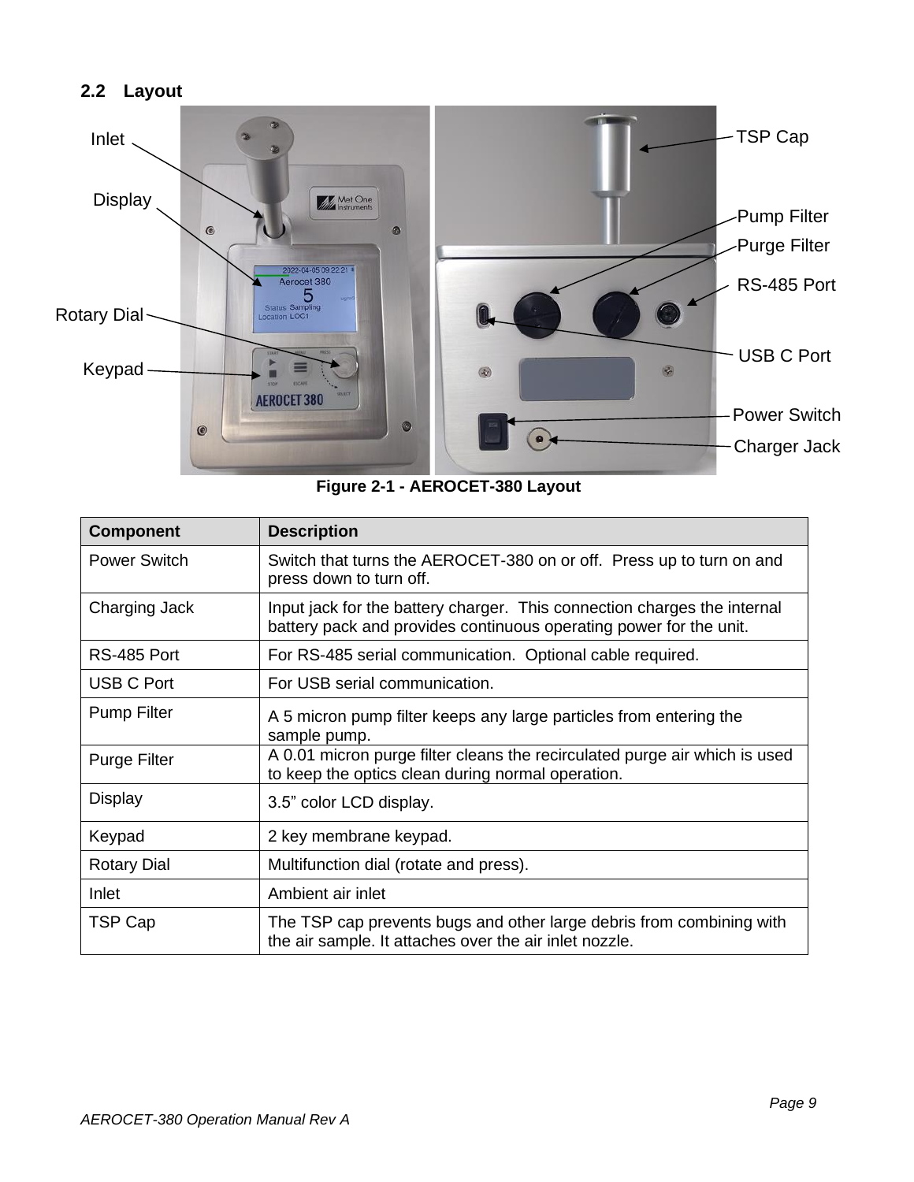## 2.2 Layout

Figure 2-1 - AEROCET-380 Layout

| Component | Description |
|---|---|
| Power Switch | Switch that turns the AEROCET-380 on or off. Press up to turn on and press down to turn off. |
| Charging Jack | Input jack for the battery charger. This connection charges the internal battery pack and provides continuous operating power for the unit. |
| RS-485 Port | For RS-485 serial communication. Optional cable required. |
| USB C Port | For USB serial communication. |
| Pump Filter | A 5 micron pump filter keeps any large particles from entering the sample pump. |
| Purge Filter | A 0.01 micron purge filter cleans the recirculated purge air which is used to keep the optics clean during normal operation. |
| Display | 3.5" color LCD display. |
| Keypad | 2 key membrane keypad. |
| Rotary Dial | Multifunction dial (rotate and press). |
| Inlet | Ambient air inlet |
| TSP Cap | The TSP cap prevents bugs and other large debris from combining with the air sample. It attaches over the air inlet nozzle. |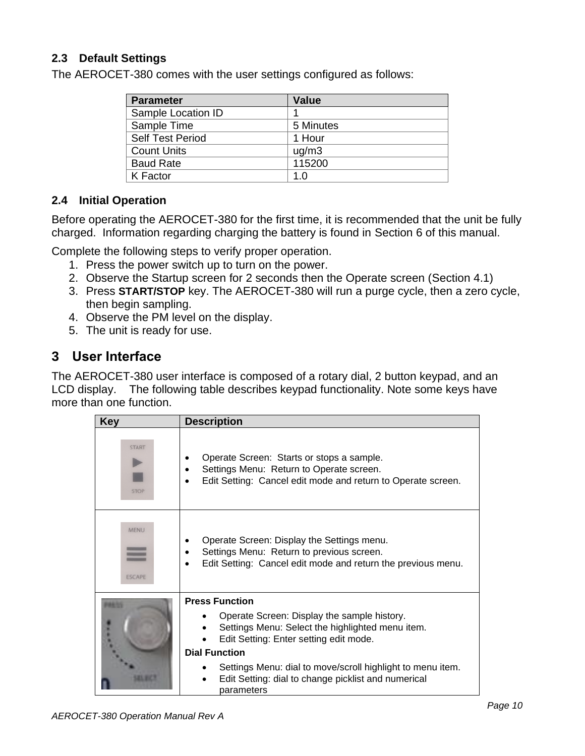## 2.3 Default Settings

The AEROCET-380 comes with the user settings configured as follows:

| Parameter | Value |
|---|---|
| Sample Location ID | 1 |
| Sample Time | 5 Minutes |
| Self Test Period | 1 Hour |
| Count Units | ug/m3 |
| Baud Rate | 115200 |
| K Factor | 1.0 |

## 2.4 Initial Operation

Before operating the AEROCET-380 for the first time, it is recommended that the unit be fully charged. Information regarding charging the battery is found in Section 6 of this manual.

Complete the following steps to verify proper operation.

1. Press the power switch up to turn on the power.
2. Observe the Startup screen for 2 seconds then the Operate screen (Section 4.1)
3. Press **START/STOP** key. The AEROCET-380 will run a purge cycle, then a zero cycle, then begin sampling.
4. Observe the PM level on the display.
5. The unit is ready for use.

# 3 User Interface

The AEROCET-380 user interface is composed of a rotary dial, 2 button keypad, and an LCD display. The following table describes keypad functionality. Note some keys have more than one function.

| Key | Description |
|---|---|
| START / STOP | • Operate Screen: Starts or stops a sample.<br>• Settings Menu: Return to Operate screen.<br>• Edit Setting: Cancel edit mode and return to Operate screen. |
| MENU / ESCAPE | • Operate Screen: Display the Settings menu.<br>• Settings Menu: Return to previous screen.<br>• Edit Setting: Cancel edit mode and return the previous menu. |
| PRESS / SELECT | **Press Function**<br>• Operate Screen: Display the sample history.<br>• Settings Menu: Select the highlighted menu item.<br>• Edit Setting: Enter setting edit mode.<br>**Dial Function**<br>• Settings Menu: dial to move/scroll highlight to menu item.<br>• Edit Setting: dial to change picklist and numerical parameters |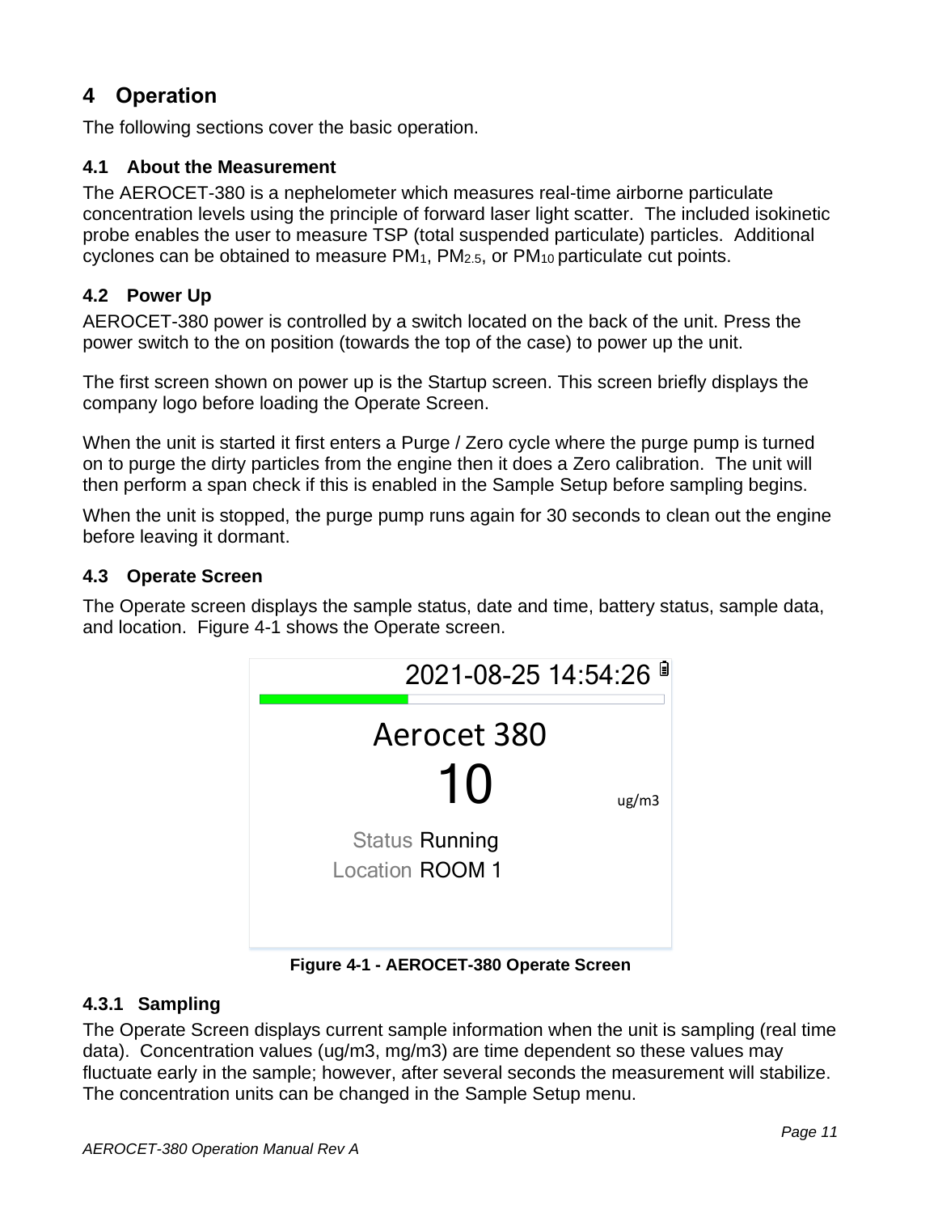# 4 Operation

The following sections cover the basic operation.

## 4.1 About the Measurement

The AEROCET-380 is a nephelometer which measures real-time airborne particulate concentration levels using the principle of forward laser light scatter. The included isokinetic probe enables the user to measure TSP (total suspended particulate) particles. Additional cyclones can be obtained to measure $PM_1$, $PM_{2.5}$, or $PM_{10}$ particulate cut points.

## 4.2 Power Up

AEROCET-380 power is controlled by a switch located on the back of the unit. Press the power switch to the on position (towards the top of the case) to power up the unit.

The first screen shown on power up is the Startup screen. This screen briefly displays the company logo before loading the Operate Screen.

When the unit is started it first enters a Purge / Zero cycle where the purge pump is turned on to purge the dirty particles from the engine then it does a Zero calibration. The unit will then perform a span check if this is enabled in the Sample Setup before sampling begins.

When the unit is stopped, the purge pump runs again for 30 seconds to clean out the engine before leaving it dormant.

## 4.3 Operate Screen

The Operate screen displays the sample status, date and time, battery status, sample data, and location. Figure 4-1 shows the Operate screen.

2021-08-25 14:54:26

Aerocet 380

10 ug/m3

Status Running

Location ROOM 1

**Figure 4-1 - AEROCET-380 Operate Screen**

### 4.3.1 Sampling

The Operate Screen displays current sample information when the unit is sampling (real time data). Concentration values (ug/m3, mg/m3) are time dependent so these values may fluctuate early in the sample; however, after several seconds the measurement will stabilize. The concentration units can be changed in the Sample Setup menu.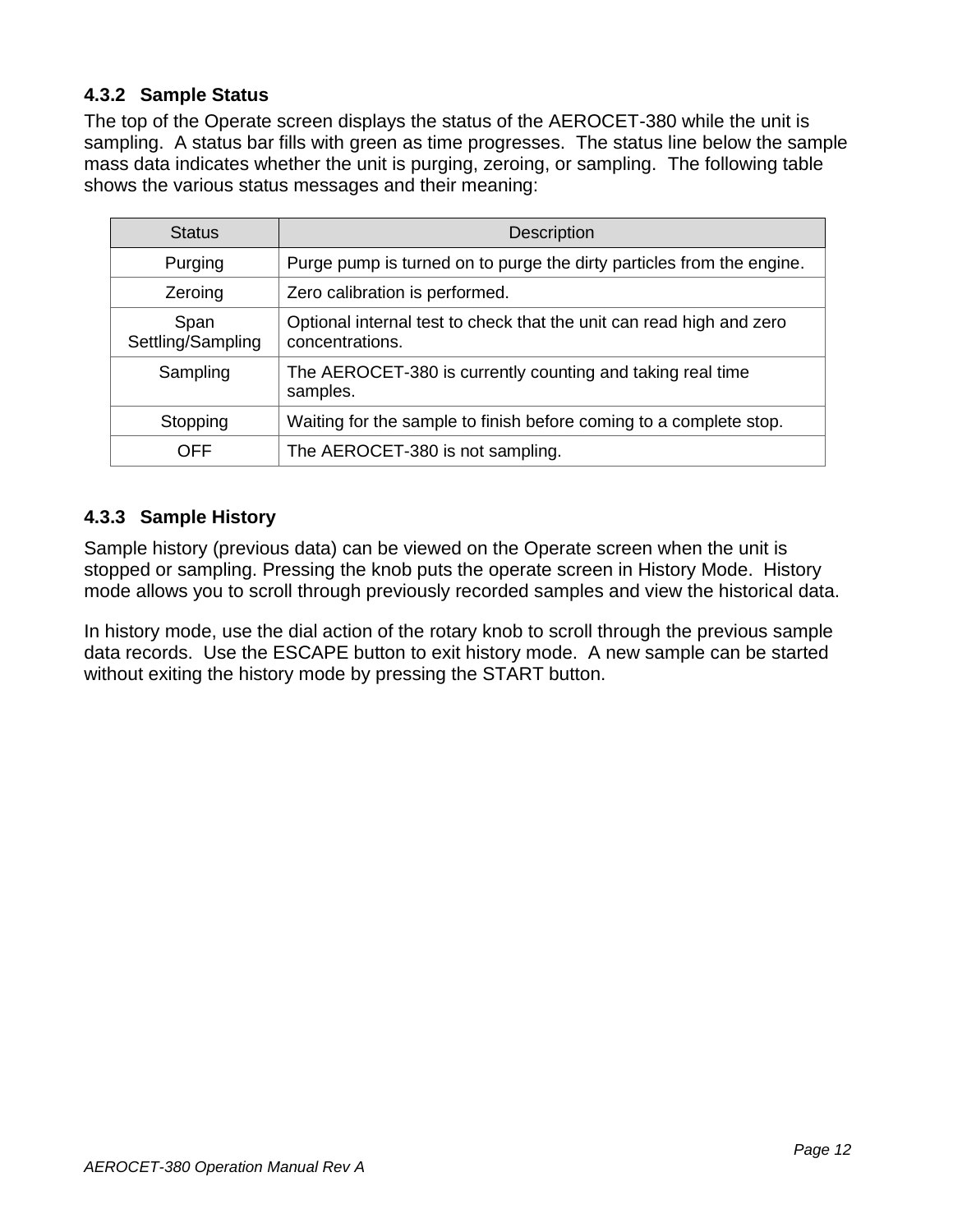### 4.3.2 Sample Status

The top of the Operate screen displays the status of the AEROCET-380 while the unit is sampling. A status bar fills with green as time progresses. The status line below the sample mass data indicates whether the unit is purging, zeroing, or sampling. The following table shows the various status messages and their meaning:

| Status | Description |
|---|---|
| Purging | Purge pump is turned on to purge the dirty particles from the engine. |
| Zeroing | Zero calibration is performed. |
| Span Settling/Sampling | Optional internal test to check that the unit can read high and zero concentrations. |
| Sampling | The AEROCET-380 is currently counting and taking real time samples. |
| Stopping | Waiting for the sample to finish before coming to a complete stop. |
| OFF | The AEROCET-380 is not sampling. |

### 4.3.3 Sample History

Sample history (previous data) can be viewed on the Operate screen when the unit is stopped or sampling. Pressing the knob puts the operate screen in History Mode. History mode allows you to scroll through previously recorded samples and view the historical data.

In history mode, use the dial action of the rotary knob to scroll through the previous sample data records. Use the ESCAPE button to exit history mode. A new sample can be started without exiting the history mode by pressing the START button.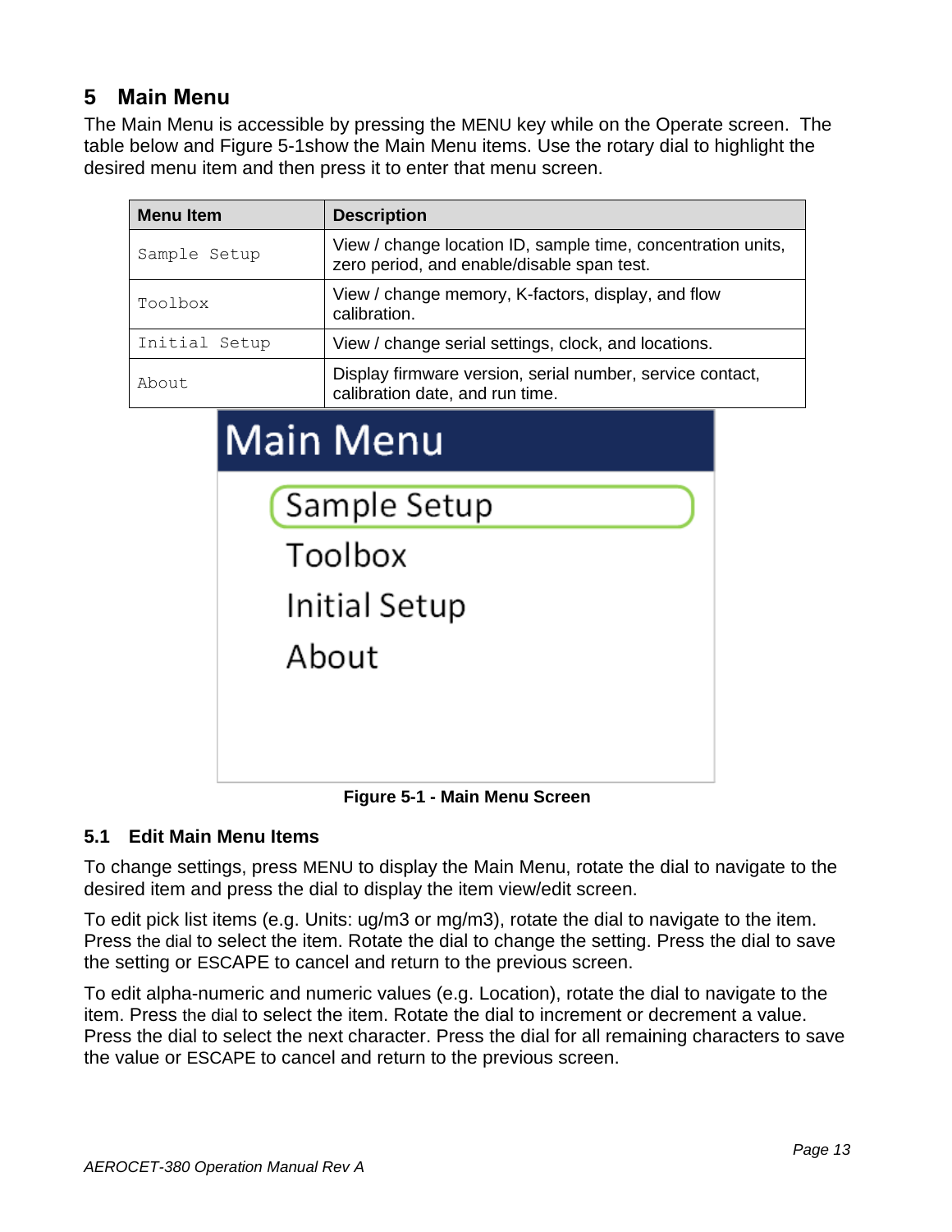# 5 Main Menu

The Main Menu is accessible by pressing the MENU key while on the Operate screen. The table below and Figure 5-1show the Main Menu items. Use the rotary dial to highlight the desired menu item and then press it to enter that menu screen.

| Menu Item | Description |
|---|---|
| `Sample Setup` | View / change location ID, sample time, concentration units, zero period, and enable/disable span test. |
| `Toolbox` | View / change memory, K-factors, display, and flow calibration. |
| `Initial Setup` | View / change serial settings, clock, and locations. |
| `About` | Display firmware version, serial number, service contact, calibration date, and run time. |

Main Menu

Sample Setup
Toolbox
Initial Setup
About

**Figure 5-1 - Main Menu Screen**

## 5.1 Edit Main Menu Items

To change settings, press MENU to display the Main Menu, rotate the dial to navigate to the desired item and press the dial to display the item view/edit screen.

To edit pick list items (e.g. Units: ug/m3 or mg/m3), rotate the dial to navigate to the item. Press the dial to select the item. Rotate the dial to change the setting. Press the dial to save the setting or ESCAPE to cancel and return to the previous screen.

To edit alpha-numeric and numeric values (e.g. Location), rotate the dial to navigate to the item. Press the dial to select the item. Rotate the dial to increment or decrement a value. Press the dial to select the next character. Press the dial for all remaining characters to save the value or ESCAPE to cancel and return to the previous screen.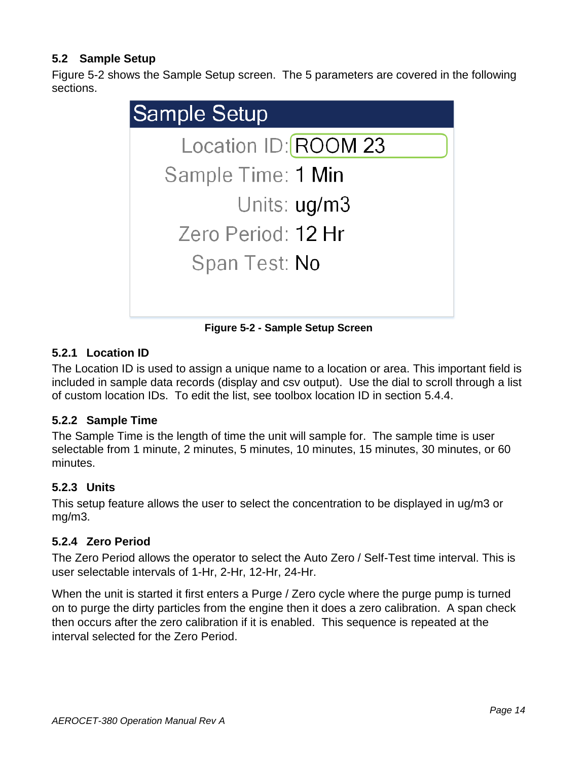## 5.2 Sample Setup

Figure 5-2 shows the Sample Setup screen. The 5 parameters are covered in the following sections.

Sample Setup

Location ID: ROOM 23

Sample Time: 1 Min

Units: ug/m3

Zero Period: 12 Hr

Span Test: No

**Figure 5-2 - Sample Setup Screen**

### 5.2.1 Location ID

The Location ID is used to assign a unique name to a location or area. This important field is included in sample data records (display and csv output). Use the dial to scroll through a list of custom location IDs. To edit the list, see toolbox location ID in section 5.4.4.

### 5.2.2 Sample Time

The Sample Time is the length of time the unit will sample for. The sample time is user selectable from 1 minute, 2 minutes, 5 minutes, 10 minutes, 15 minutes, 30 minutes, or 60 minutes.

### 5.2.3 Units

This setup feature allows the user to select the concentration to be displayed in ug/m3 or mg/m3.

### 5.2.4 Zero Period

The Zero Period allows the operator to select the Auto Zero / Self-Test time interval. This is user selectable intervals of 1-Hr, 2-Hr, 12-Hr, 24-Hr.

When the unit is started it first enters a Purge / Zero cycle where the purge pump is turned on to purge the dirty particles from the engine then it does a zero calibration. A span check then occurs after the zero calibration if it is enabled. This sequence is repeated at the interval selected for the Zero Period.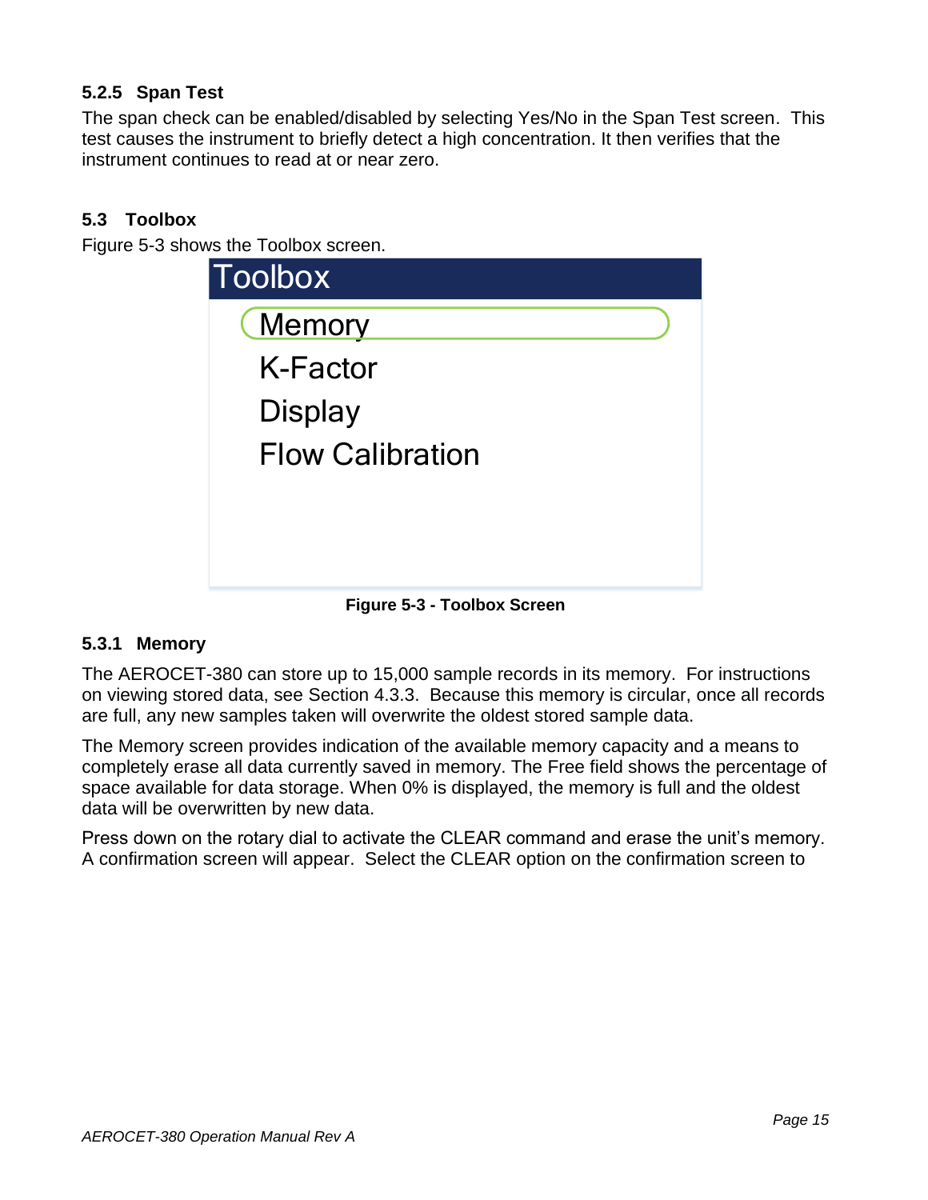### 5.2.5 Span Test

The span check can be enabled/disabled by selecting Yes/No in the Span Test screen. This test causes the instrument to briefly detect a high concentration. It then verifies that the instrument continues to read at or near zero.

## 5.3 Toolbox

Figure 5-3 shows the Toolbox screen.

**Toolbox**

- Memory
- K-Factor
- Display
- Flow Calibration

**Figure 5-3 - Toolbox Screen**

### 5.3.1 Memory

The AEROCET-380 can store up to 15,000 sample records in its memory. For instructions on viewing stored data, see Section 4.3.3. Because this memory is circular, once all records are full, any new samples taken will overwrite the oldest stored sample data.

The Memory screen provides indication of the available memory capacity and a means to completely erase all data currently saved in memory. The Free field shows the percentage of space available for data storage. When 0% is displayed, the memory is full and the oldest data will be overwritten by new data.

Press down on the rotary dial to activate the CLEAR command and erase the unit's memory. A confirmation screen will appear. Select the CLEAR option on the confirmation screen to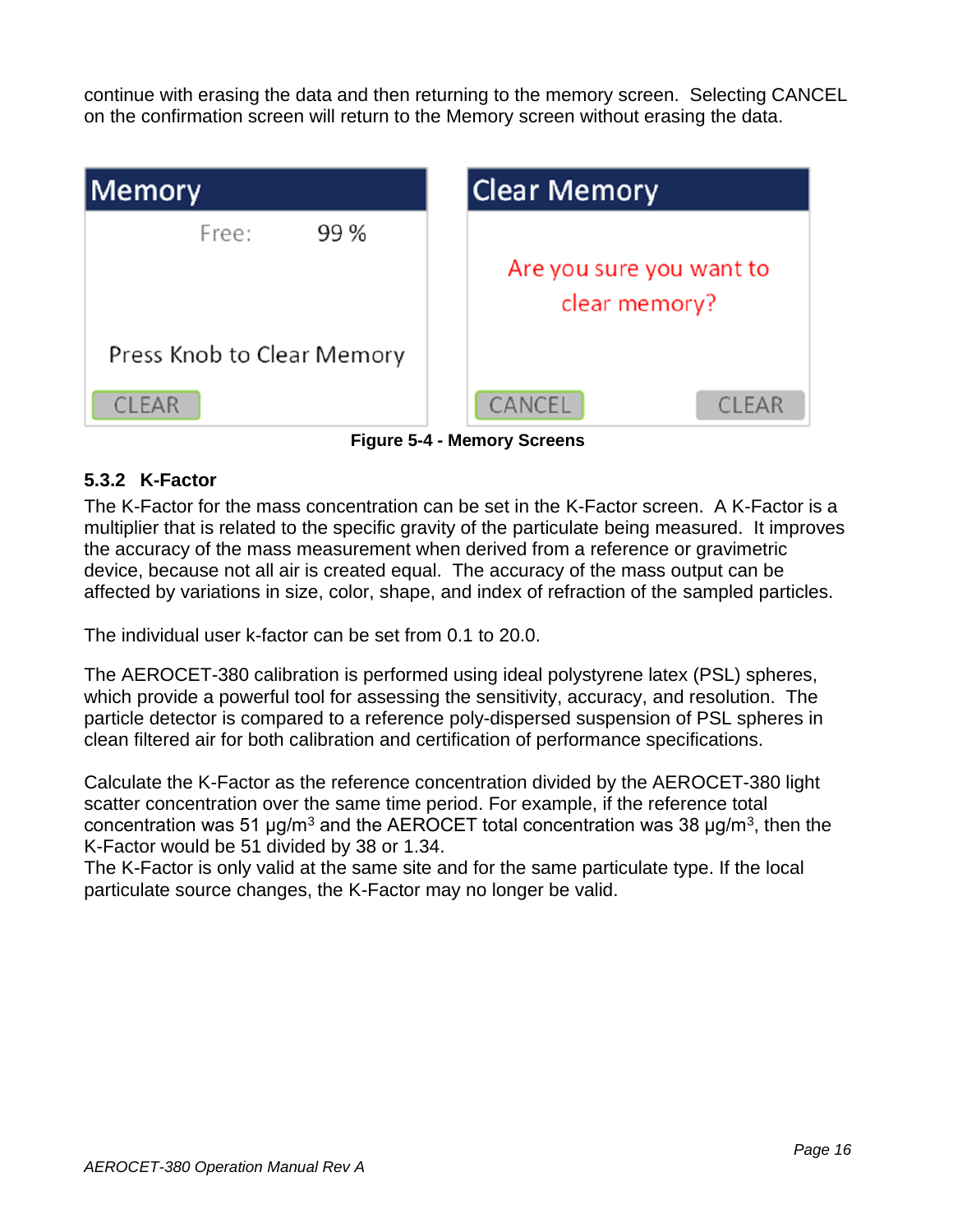continue with erasing the data and then returning to the memory screen. Selecting CANCEL on the confirmation screen will return to the Memory screen without erasing the data.

| Memory |
|---|
| Free: 99 % |
| Press Knob to Clear Memory |
| CLEAR |

| Clear Memory | |
|---|---|
| Are you sure you want to clear memory? | |
| CANCEL | CLEAR |

**Figure 5-4 - Memory Screens**

### 5.3.2 K-Factor

The K-Factor for the mass concentration can be set in the K-Factor screen. A K-Factor is a multiplier that is related to the specific gravity of the particulate being measured. It improves the accuracy of the mass measurement when derived from a reference or gravimetric device, because not all air is created equal. The accuracy of the mass output can be affected by variations in size, color, shape, and index of refraction of the sampled particles.

The individual user k-factor can be set from 0.1 to 20.0.

The AEROCET-380 calibration is performed using ideal polystyrene latex (PSL) spheres, which provide a powerful tool for assessing the sensitivity, accuracy, and resolution. The particle detector is compared to a reference poly-dispersed suspension of PSL spheres in clean filtered air for both calibration and certification of performance specifications.

Calculate the K-Factor as the reference concentration divided by the AEROCET-380 light scatter concentration over the same time period. For example, if the reference total concentration was 51 $\mu g/m^3$ and the AEROCET total concentration was 38 $\mu g/m^3$, then the K-Factor would be 51 divided by 38 or 1.34.
The K-Factor is only valid at the same site and for the same particulate type. If the local particulate source changes, the K-Factor may no longer be valid.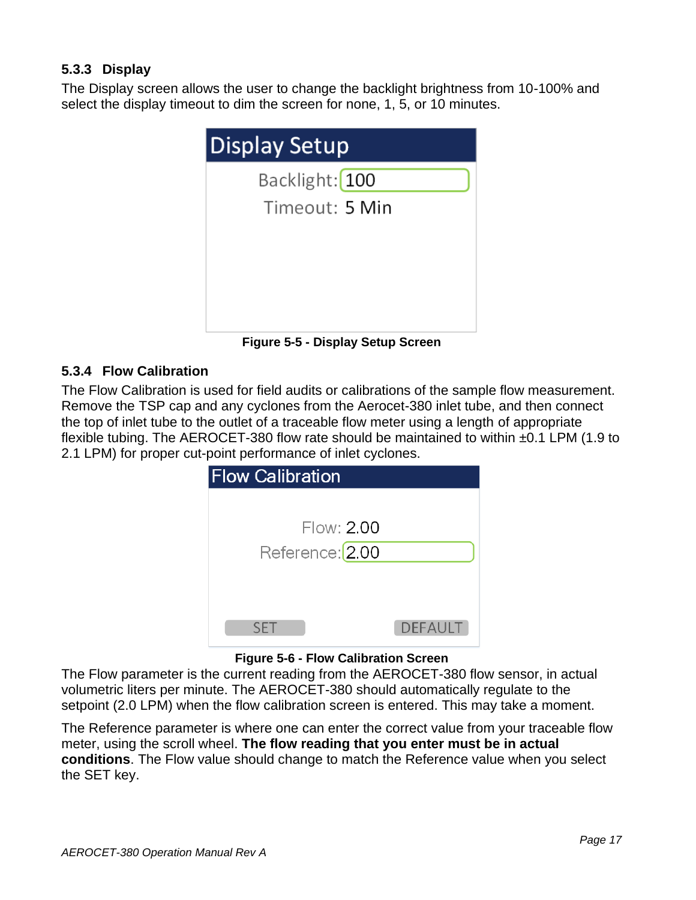### 5.3.3 Display

The Display screen allows the user to change the backlight brightness from 10-100% and select the display timeout to dim the screen for none, 1, 5, or 10 minutes.

Display Setup

Backlight: 100
Timeout: 5 Min

**Figure 5-5 - Display Setup Screen**

### 5.3.4 Flow Calibration

The Flow Calibration is used for field audits or calibrations of the sample flow measurement. Remove the TSP cap and any cyclones from the Aerocet-380 inlet tube, and then connect the top of inlet tube to the outlet of a traceable flow meter using a length of appropriate flexible tubing. The AEROCET-380 flow rate should be maintained to within ±0.1 LPM (1.9 to 2.1 LPM) for proper cut-point performance of inlet cyclones.

Flow Calibration

Flow: 2.00
Reference: 2.00

SET DEFAULT

**Figure 5-6 - Flow Calibration Screen**

The Flow parameter is the current reading from the AEROCET-380 flow sensor, in actual volumetric liters per minute. The AEROCET-380 should automatically regulate to the setpoint (2.0 LPM) when the flow calibration screen is entered. This may take a moment.

The Reference parameter is where one can enter the correct value from your traceable flow meter, using the scroll wheel. **The flow reading that you enter must be in actual conditions**. The Flow value should change to match the Reference value when you select the SET key.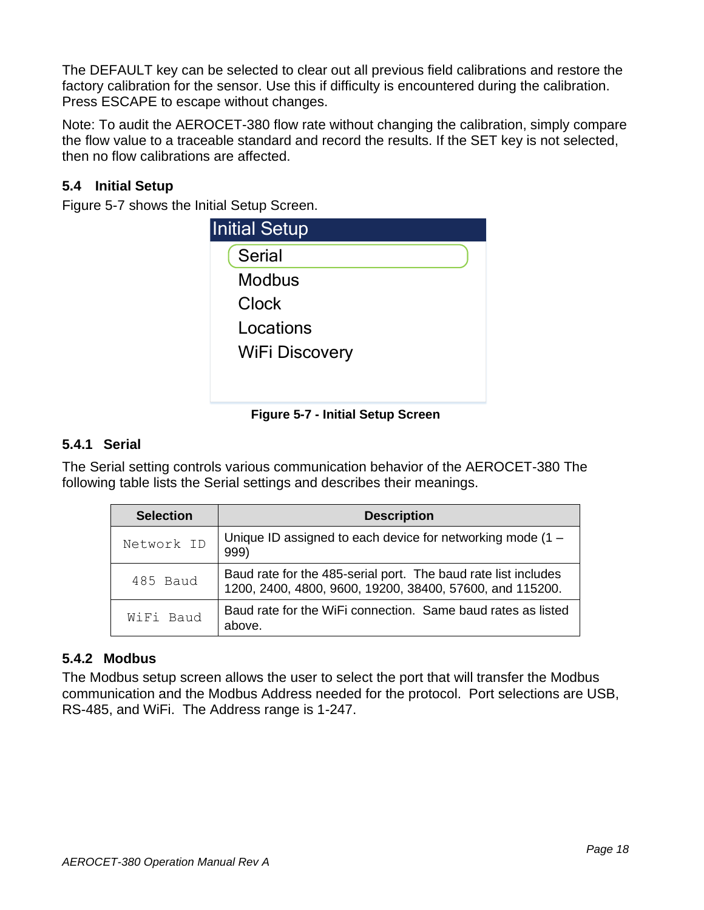The DEFAULT key can be selected to clear out all previous field calibrations and restore the factory calibration for the sensor. Use this if difficulty is encountered during the calibration. Press ESCAPE to escape without changes.

Note: To audit the AEROCET-380 flow rate without changing the calibration, simply compare the flow value to a traceable standard and record the results. If the SET key is not selected, then no flow calibrations are affected.

### 5.4 Initial Setup

Figure 5-7 shows the Initial Setup Screen.

Initial Setup

- Serial
- Modbus
- Clock
- Locations
- WiFi Discovery

**Figure 5-7 - Initial Setup Screen**

#### 5.4.1 Serial

The Serial setting controls various communication behavior of the AEROCET-380 The following table lists the Serial settings and describes their meanings.

| Selection | Description |
| --- | --- |
| Network ID | Unique ID assigned to each device for networking mode (1 – 999) |
| 485 Baud | Baud rate for the 485-serial port. The baud rate list includes 1200, 2400, 4800, 9600, 19200, 38400, 57600, and 115200. |
| WiFi Baud | Baud rate for the WiFi connection. Same baud rates as listed above. |

#### 5.4.2 Modbus

The Modbus setup screen allows the user to select the port that will transfer the Modbus communication and the Modbus Address needed for the protocol. Port selections are USB, RS-485, and WiFi. The Address range is 1-247.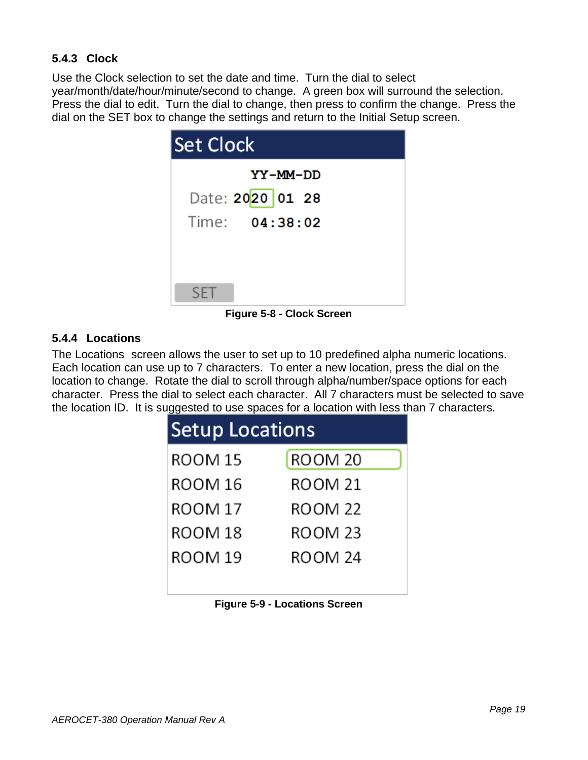### 5.4.3 Clock

Use the Clock selection to set the date and time. Turn the dial to select year/month/date/hour/minute/second to change. A green box will surround the selection. Press the dial to edit. Turn the dial to change, then press to confirm the change. Press the dial on the SET box to change the settings and return to the Initial Setup screen.

**Figure 5-8 - Clock Screen**

### 5.4.4 Locations

The Locations screen allows the user to set up to 10 predefined alpha numeric locations. Each location can use up to 7 characters. To enter a new location, press the dial on the location to change. Rotate the dial to scroll through alpha/number/space options for each character. Press the dial to select each character. All 7 characters must be selected to save the location ID. It is suggested to use spaces for a location with less than 7 characters.

**Figure 5-9 - Locations Screen**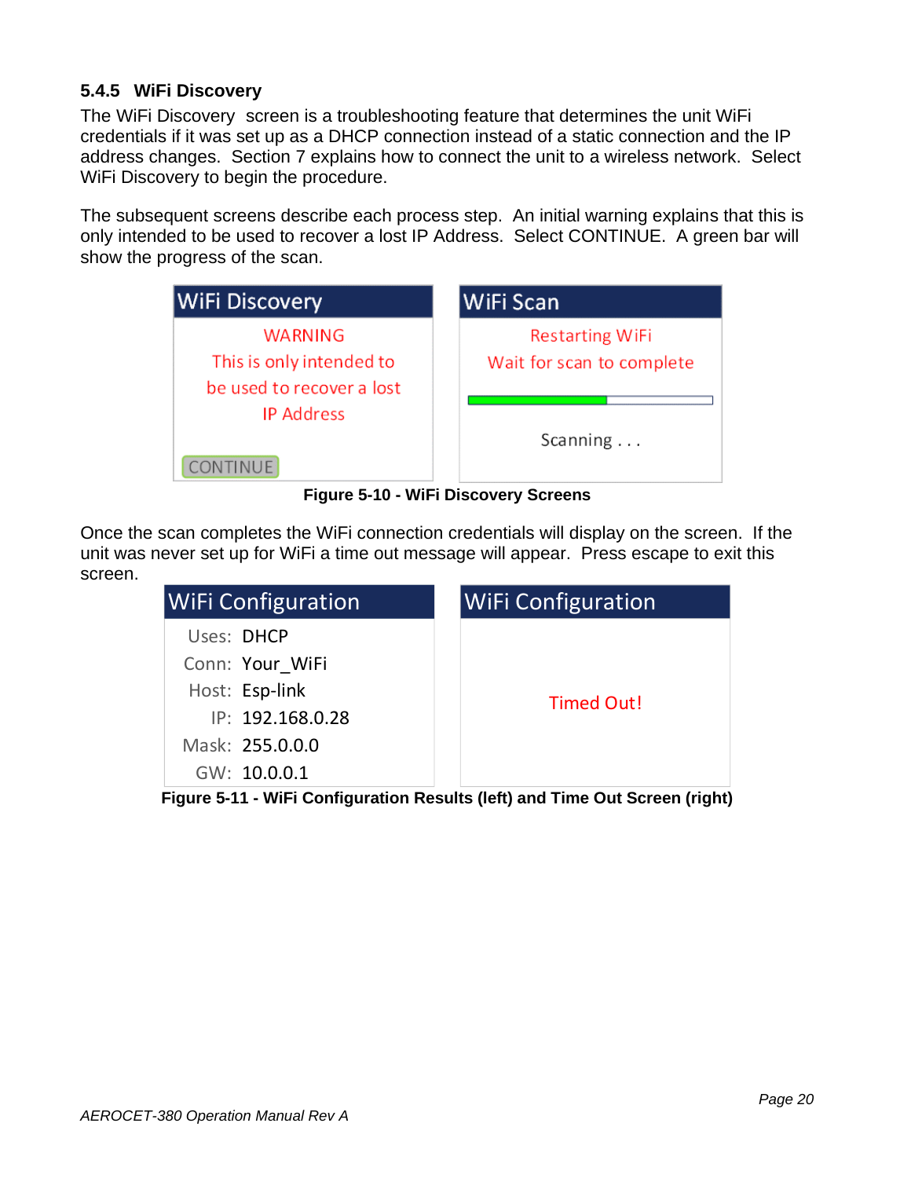### 5.4.5 WiFi Discovery

The WiFi Discovery screen is a troubleshooting feature that determines the unit WiFi credentials if it was set up as a DHCP connection instead of a static connection and the IP address changes. Section 7 explains how to connect the unit to a wireless network. Select WiFi Discovery to begin the procedure.

The subsequent screens describe each process step. An initial warning explains that this is only intended to be used to recover a lost IP Address. Select CONTINUE. A green bar will show the progress of the scan.

WiFi Discovery

WARNING
This is only intended to be used to recover a lost IP Address

CONTINUE

WiFi Scan

Restarting WiFi
Wait for scan to complete

Scanning . . .

**Figure 5-10 - WiFi Discovery Screens**

Once the scan completes the WiFi connection credentials will display on the screen. If the unit was never set up for WiFi a time out message will appear. Press escape to exit this screen.

WiFi Configuration

Uses: DHCP
Conn: Your_WiFi
Host: Esp-link
IP: 192.168.0.28
Mask: 255.0.0.0
GW: 10.0.0.1

WiFi Configuration

Timed Out!

**Figure 5-11 - WiFi Configuration Results (left) and Time Out Screen (right)**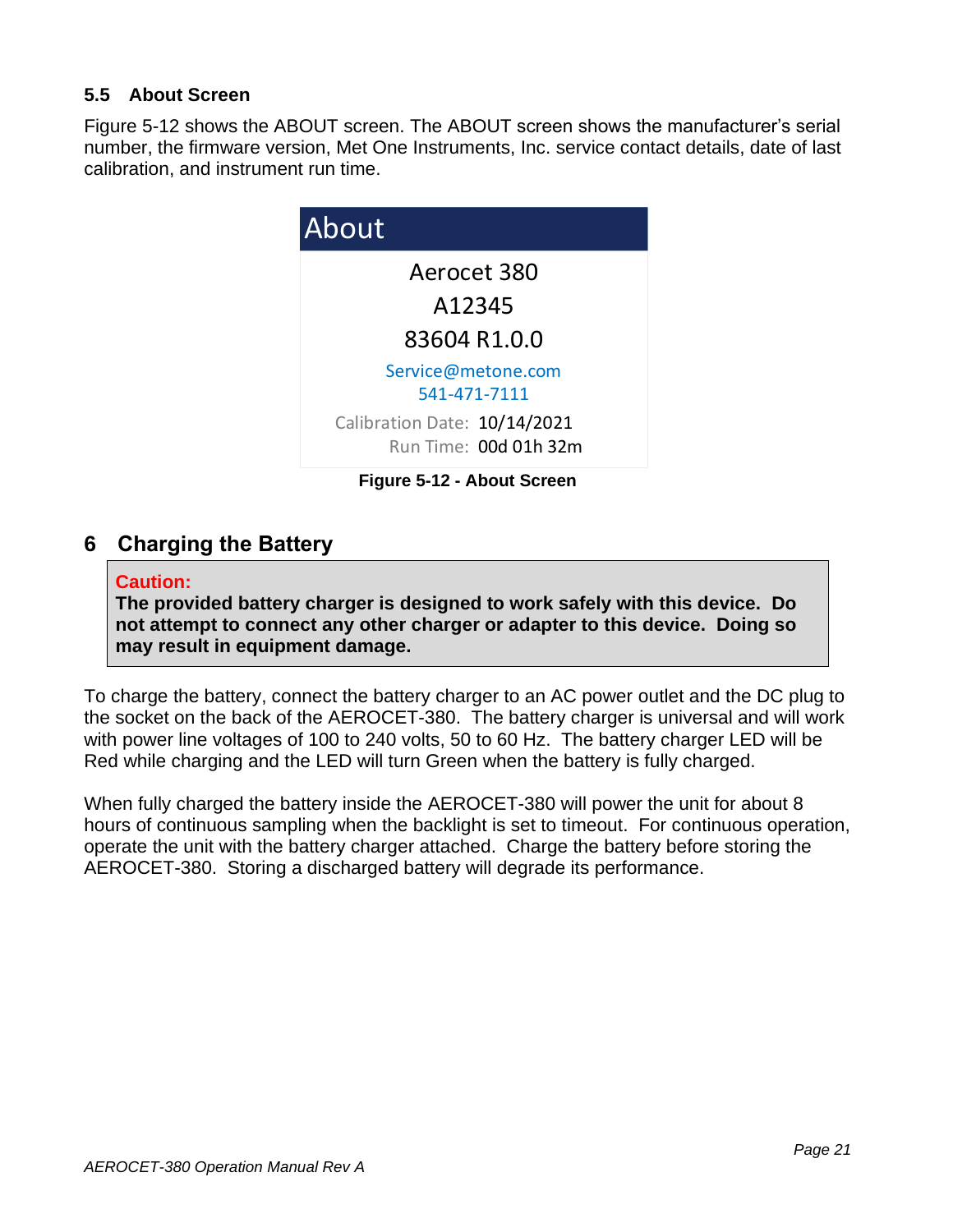### 5.5 About Screen

Figure 5-12 shows the ABOUT screen. The ABOUT screen shows the manufacturer's serial number, the firmware version, Met One Instruments, Inc. service contact details, date of last calibration, and instrument run time.

About

Aerocet 380

A12345

83604 R1.0.0

Service@metone.com

541-471-7111

Calibration Date: 10/14/2021

Run Time: 00d 01h 32m

**Figure 5-12 - About Screen**

# 6 Charging the Battery

> **Caution:**
> **The provided battery charger is designed to work safely with this device. Do not attempt to connect any other charger or adapter to this device. Doing so may result in equipment damage.**

To charge the battery, connect the battery charger to an AC power outlet and the DC plug to the socket on the back of the AEROCET-380. The battery charger is universal and will work with power line voltages of 100 to 240 volts, 50 to 60 Hz. The battery charger LED will be Red while charging and the LED will turn Green when the battery is fully charged.

When fully charged the battery inside the AEROCET-380 will power the unit for about 8 hours of continuous sampling when the backlight is set to timeout. For continuous operation, operate the unit with the battery charger attached. Charge the battery before storing the AEROCET-380. Storing a discharged battery will degrade its performance.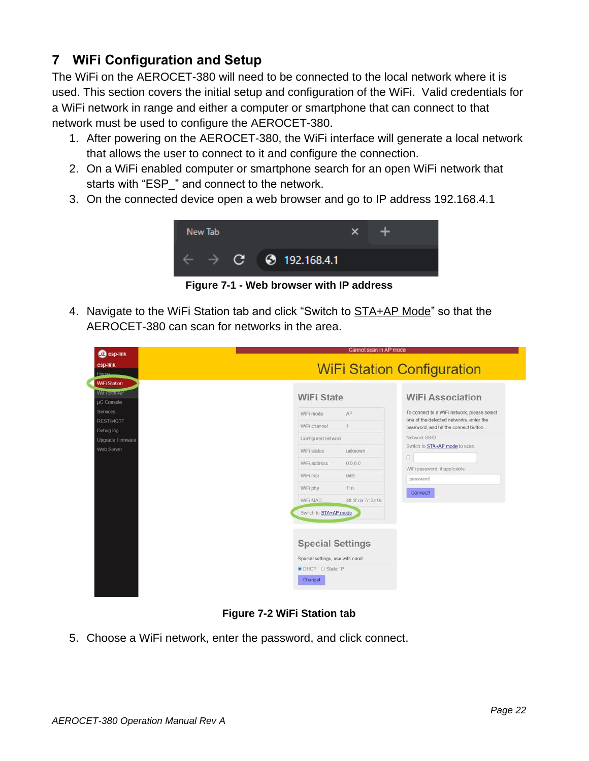# 7 WiFi Configuration and Setup

The WiFi on the AEROCET-380 will need to be connected to the local network where it is used. This section covers the initial setup and configuration of the WiFi. Valid credentials for a WiFi network in range and either a computer or smartphone that can connect to that network must be used to configure the AEROCET-380.

1. After powering on the AEROCET-380, the WiFi interface will generate a local network that allows the user to connect to it and configure the connection.
2. On a WiFi enabled computer or smartphone search for an open WiFi network that starts with "ESP_" and connect to the network.
3. On the connected device open a web browser and go to IP address 192.168.4.1

**Figure 7-1 - Web browser with IP address**

4. Navigate to the WiFi Station tab and click "Switch to STA+AP Mode" so that the AEROCET-380 can scan for networks in the area.

**Figure 7-2 WiFi Station tab**

5. Choose a WiFi network, enter the password, and click connect.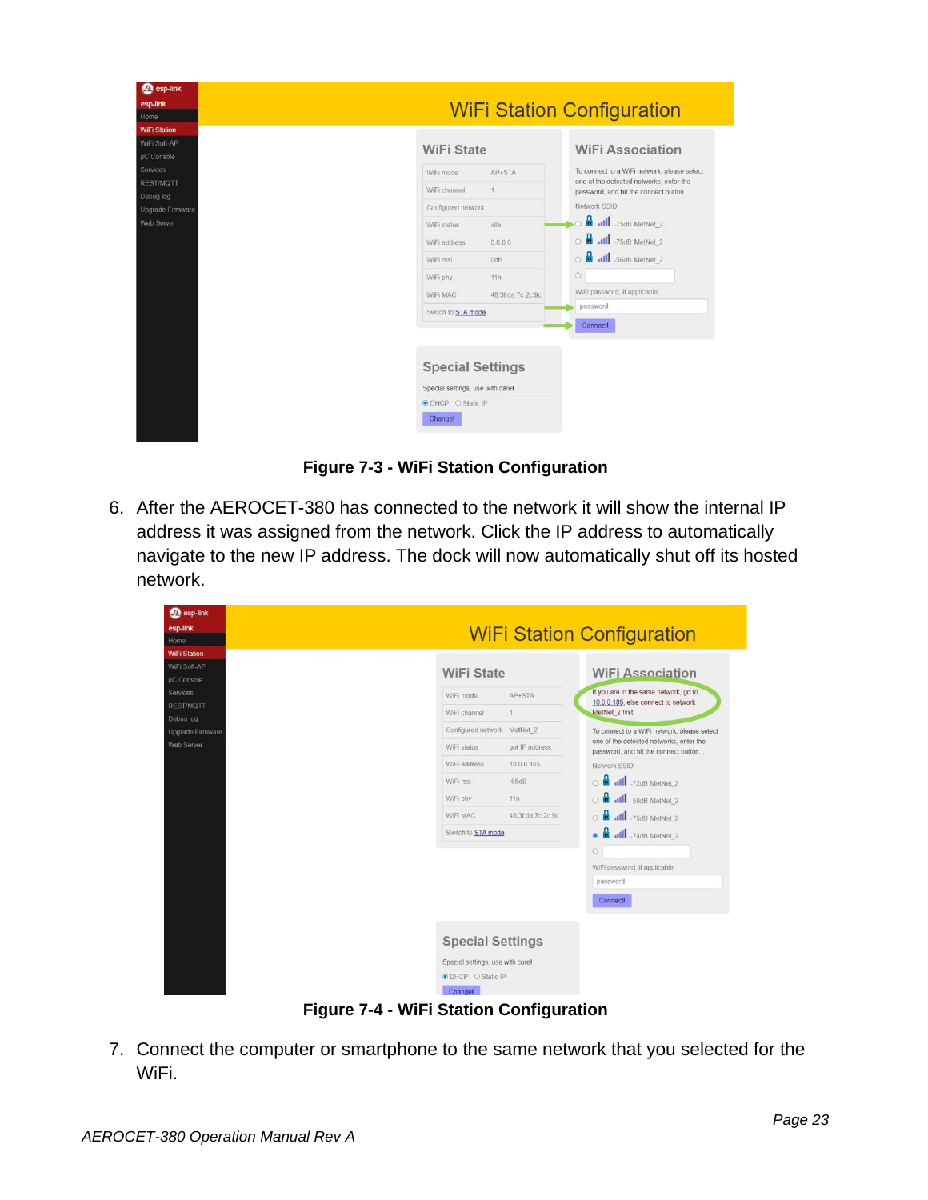**Figure 7-3 - WiFi Station Configuration**

6. After the AEROCET-380 has connected to the network it will show the internal IP address it was assigned from the network. Click the IP address to automatically navigate to the new IP address. The dock will now automatically shut off its hosted network.

**Figure 7-4 - WiFi Station Configuration**

7. Connect the computer or smartphone to the same network that you selected for the WiFi.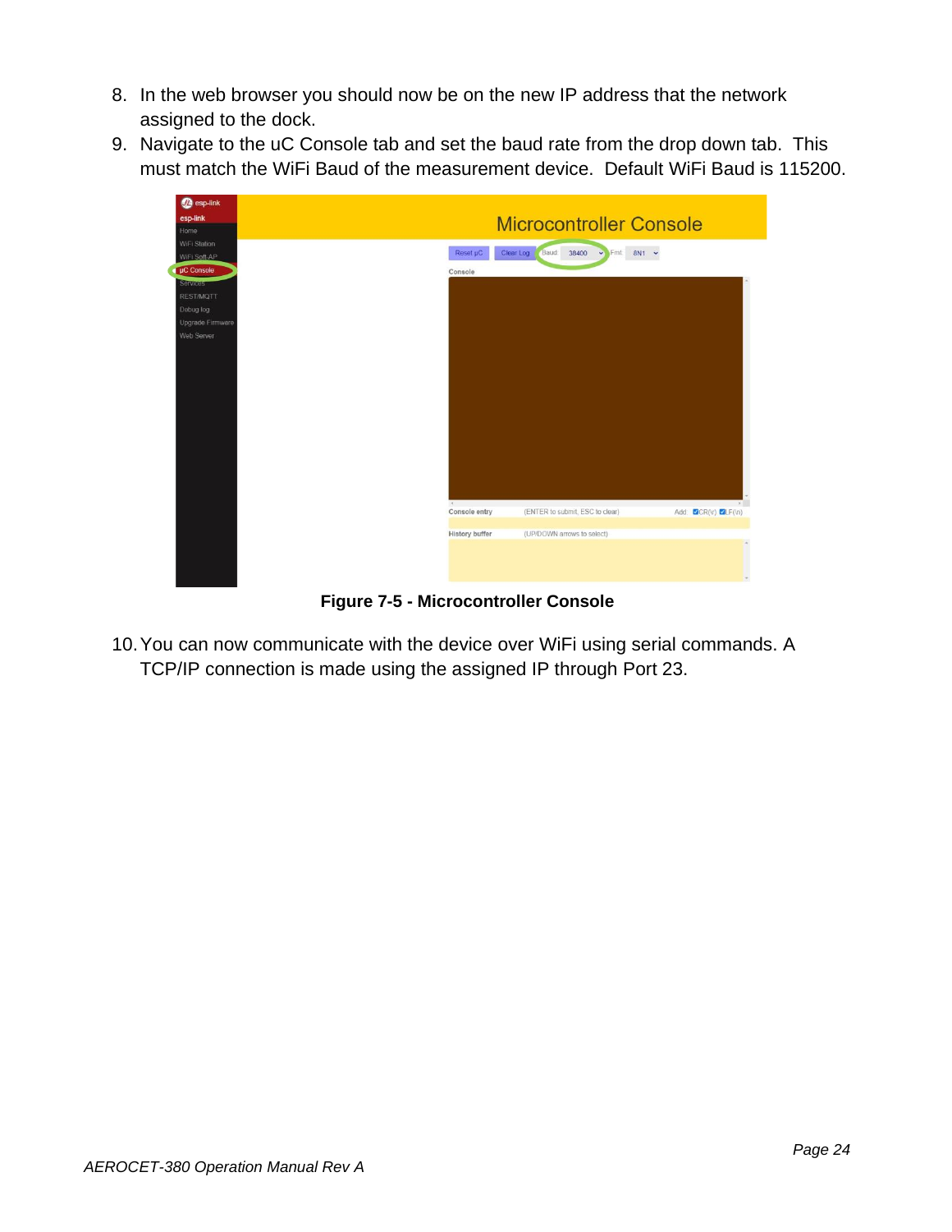8. In the web browser you should now be on the new IP address that the network assigned to the dock.
9. Navigate to the uC Console tab and set the baud rate from the drop down tab. This must match the WiFi Baud of the measurement device. Default WiFi Baud is 115200.

**Figure 7-5 - Microcontroller Console**

10. You can now communicate with the device over WiFi using serial commands. A TCP/IP connection is made using the assigned IP through Port 23.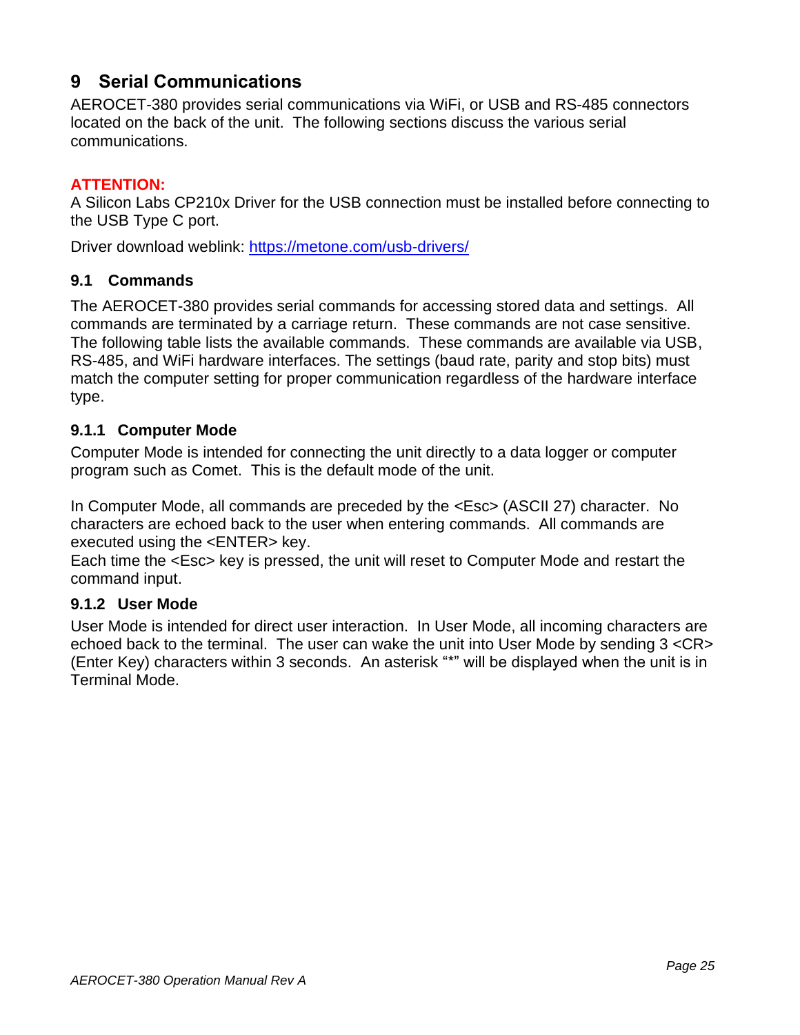# 9 Serial Communications

AEROCET-380 provides serial communications via WiFi, or USB and RS-485 connectors located on the back of the unit. The following sections discuss the various serial communications.

**ATTENTION:**

A Silicon Labs CP210x Driver for the USB connection must be installed before connecting to the USB Type C port.

Driver download weblink: [https://metone.com/usb-drivers/](https://metone.com/usb-drivers/)

## 9.1 Commands

The AEROCET-380 provides serial commands for accessing stored data and settings. All commands are terminated by a carriage return. These commands are not case sensitive. The following table lists the available commands. These commands are available via USB, RS-485, and WiFi hardware interfaces. The settings (baud rate, parity and stop bits) must match the computer setting for proper communication regardless of the hardware interface type.

### 9.1.1 Computer Mode

Computer Mode is intended for connecting the unit directly to a data logger or computer program such as Comet. This is the default mode of the unit.

In Computer Mode, all commands are preceded by the <Esc> (ASCII 27) character. No characters are echoed back to the user when entering commands. All commands are executed using the <ENTER> key.
Each time the <Esc> key is pressed, the unit will reset to Computer Mode and restart the command input.

### 9.1.2 User Mode

User Mode is intended for direct user interaction. In User Mode, all incoming characters are echoed back to the terminal. The user can wake the unit into User Mode by sending 3 <CR> (Enter Key) characters within 3 seconds. An asterisk "*" will be displayed when the unit is in Terminal Mode.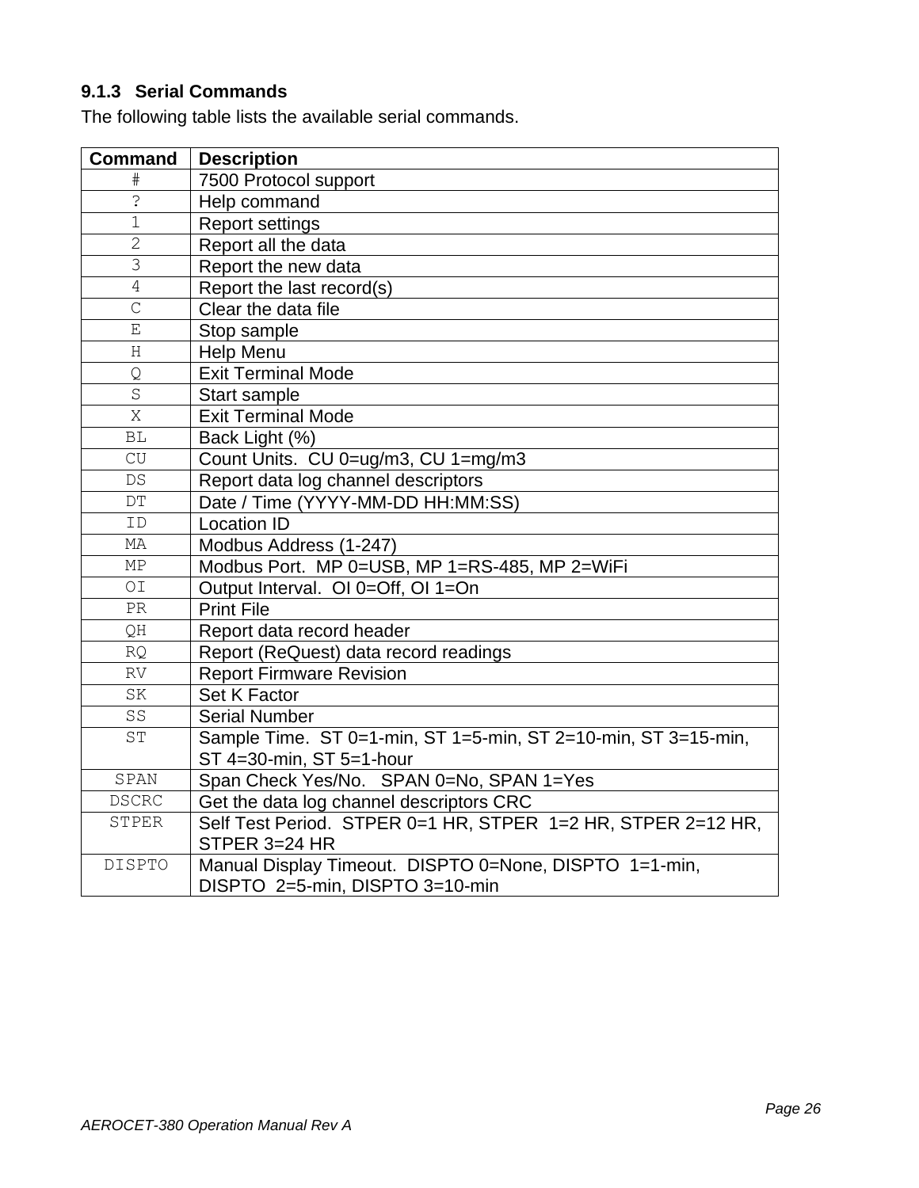### 9.1.3 Serial Commands

The following table lists the available serial commands.

| Command | Description |
|---|---|
| # | 7500 Protocol support |
| ? | Help command |
| 1 | Report settings |
| 2 | Report all the data |
| 3 | Report the new data |
| 4 | Report the last record(s) |
| C | Clear the data file |
| E | Stop sample |
| H | Help Menu |
| Q | Exit Terminal Mode |
| S | Start sample |
| X | Exit Terminal Mode |
| BL | Back Light (%) |
| CU | Count Units. CU 0=ug/m3, CU 1=mg/m3 |
| DS | Report data log channel descriptors |
| DT | Date / Time (YYYY-MM-DD HH:MM:SS) |
| ID | Location ID |
| MA | Modbus Address (1-247) |
| MP | Modbus Port. MP 0=USB, MP 1=RS-485, MP 2=WiFi |
| OI | Output Interval. OI 0=Off, OI 1=On |
| PR | Print File |
| QH | Report data record header |
| RQ | Report (ReQuest) data record readings |
| RV | Report Firmware Revision |
| SK | Set K Factor |
| SS | Serial Number |
| ST | Sample Time. ST 0=1-min, ST 1=5-min, ST 2=10-min, ST 3=15-min, ST 4=30-min, ST 5=1-hour |
| SPAN | Span Check Yes/No. SPAN 0=No, SPAN 1=Yes |
| DSCRC | Get the data log channel descriptors CRC |
| STPER | Self Test Period. STPER 0=1 HR, STPER 1=2 HR, STPER 2=12 HR, STPER 3=24 HR |
| DISPTO | Manual Display Timeout. DISPTO 0=None, DISPTO 1=1-min, DISPTO 2=5-min, DISPTO 3=10-min |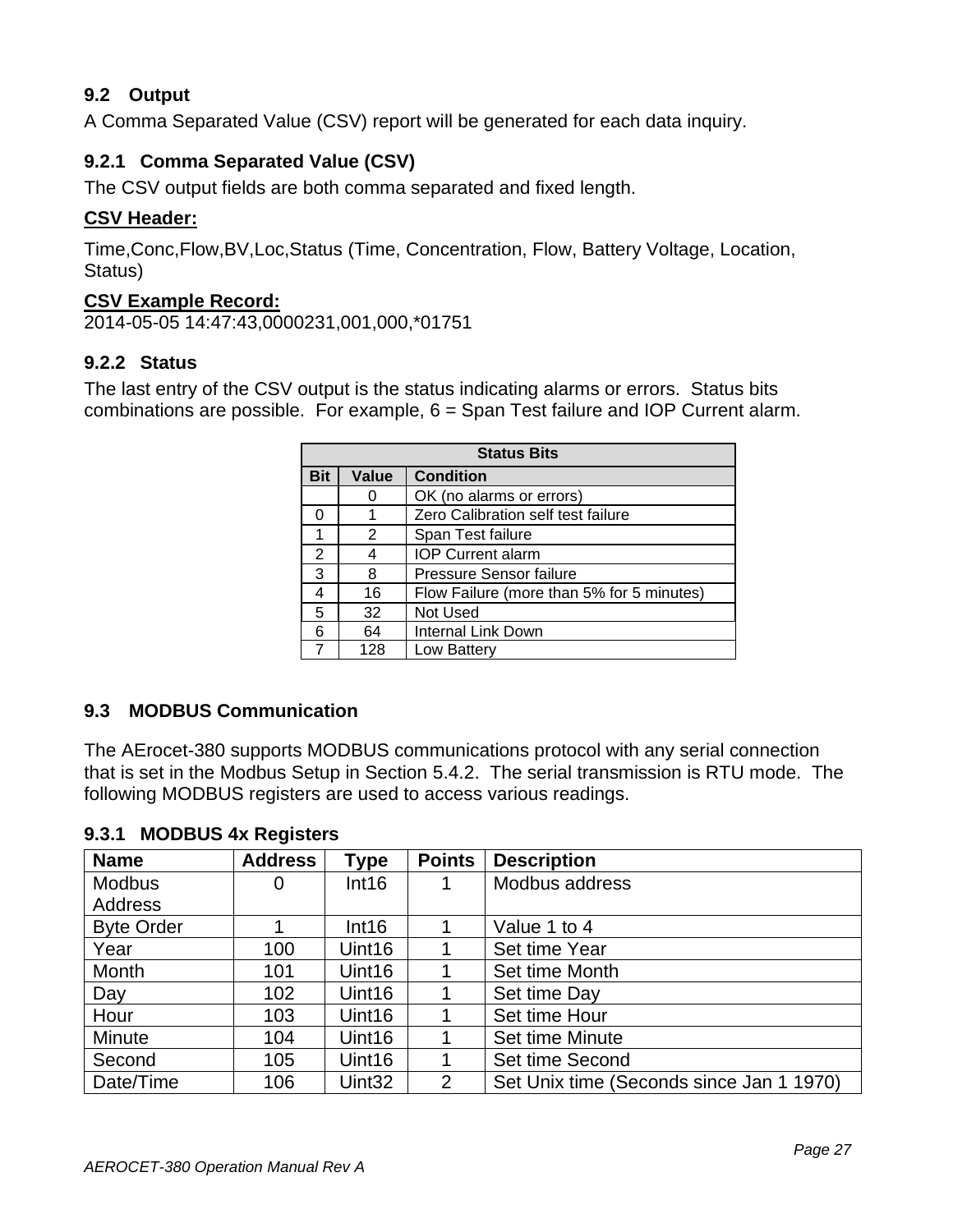## 9.2 Output

A Comma Separated Value (CSV) report will be generated for each data inquiry.

### 9.2.1 Comma Separated Value (CSV)

The CSV output fields are both comma separated and fixed length.

**CSV Header:**

Time,Conc,Flow,BV,Loc,Status (Time, Concentration, Flow, Battery Voltage, Location, Status)

**CSV Example Record:**
2014-05-05 14:47:43,0000231,001,000,*01751

### 9.2.2 Status

The last entry of the CSV output is the status indicating alarms or errors. Status bits combinations are possible. For example, 6 = Span Test failure and IOP Current alarm.

| Status Bits | | |
|---|---|---|
| **Bit** | **Value** | **Condition** |
| | 0 | OK (no alarms or errors) |
| 0 | 1 | Zero Calibration self test failure |
| 1 | 2 | Span Test failure |
| 2 | 4 | IOP Current alarm |
| 3 | 8 | Pressure Sensor failure |
| 4 | 16 | Flow Failure (more than 5% for 5 minutes) |
| 5 | 32 | Not Used |
| 6 | 64 | Internal Link Down |
| 7 | 128 | Low Battery |

## 9.3 MODBUS Communication

The AErocet-380 supports MODBUS communications protocol with any serial connection that is set in the Modbus Setup in Section 5.4.2. The serial transmission is RTU mode. The following MODBUS registers are used to access various readings.

### 9.3.1 MODBUS 4x Registers

| Name | Address | Type | Points | Description |
|---|---|---|---|---|
| Modbus Address | 0 | Int16 | 1 | Modbus address |
| Byte Order | 1 | Int16 | 1 | Value 1 to 4 |
| Year | 100 | Uint16 | 1 | Set time Year |
| Month | 101 | Uint16 | 1 | Set time Month |
| Day | 102 | Uint16 | 1 | Set time Day |
| Hour | 103 | Uint16 | 1 | Set time Hour |
| Minute | 104 | Uint16 | 1 | Set time Minute |
| Second | 105 | Uint16 | 1 | Set time Second |
| Date/Time | 106 | Uint32 | 2 | Set Unix time (Seconds since Jan 1 1970) |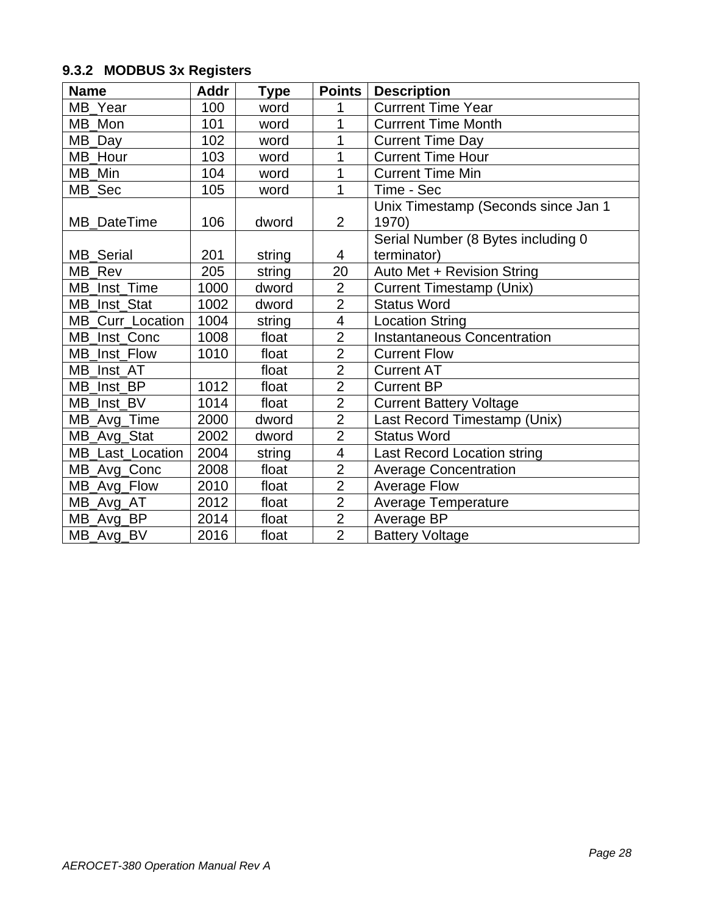### 9.3.2 MODBUS 3x Registers

| Name | Addr | Type | Points | Description |
|---|---|---|---|---|
| MB_Year | 100 | word | 1 | Currrent Time Year |
| MB_Mon | 101 | word | 1 | Currrent Time Month |
| MB_Day | 102 | word | 1 | Current Time Day |
| MB_Hour | 103 | word | 1 | Current Time Hour |
| MB_Min | 104 | word | 1 | Current Time Min |
| MB_Sec | 105 | word | 1 | Time - Sec |
| MB_DateTime | 106 | dword | 2 | Unix Timestamp (Seconds since Jan 1 1970) |
| MB_Serial | 201 | string | 4 | Serial Number (8 Bytes including 0 terminator) |
| MB_Rev | 205 | string | 20 | Auto Met + Revision String |
| MB_Inst_Time | 1000 | dword | 2 | Current Timestamp (Unix) |
| MB_Inst_Stat | 1002 | dword | 2 | Status Word |
| MB_Curr_Location | 1004 | string | 4 | Location String |
| MB_Inst_Conc | 1008 | float | 2 | Instantaneous Concentration |
| MB_Inst_Flow | 1010 | float | 2 | Current Flow |
| MB_Inst_AT | | float | 2 | Current AT |
| MB_Inst_BP | 1012 | float | 2 | Current BP |
| MB_Inst_BV | 1014 | float | 2 | Current Battery Voltage |
| MB_Avg_Time | 2000 | dword | 2 | Last Record Timestamp (Unix) |
| MB_Avg_Stat | 2002 | dword | 2 | Status Word |
| MB_Last_Location | 2004 | string | 4 | Last Record Location string |
| MB_Avg_Conc | 2008 | float | 2 | Average Concentration |
| MB_Avg_Flow | 2010 | float | 2 | Average Flow |
| MB_Avg_AT | 2012 | float | 2 | Average Temperature |
| MB_Avg_BP | 2014 | float | 2 | Average BP |
| MB_Avg_BV | 2016 | float | 2 | Battery Voltage |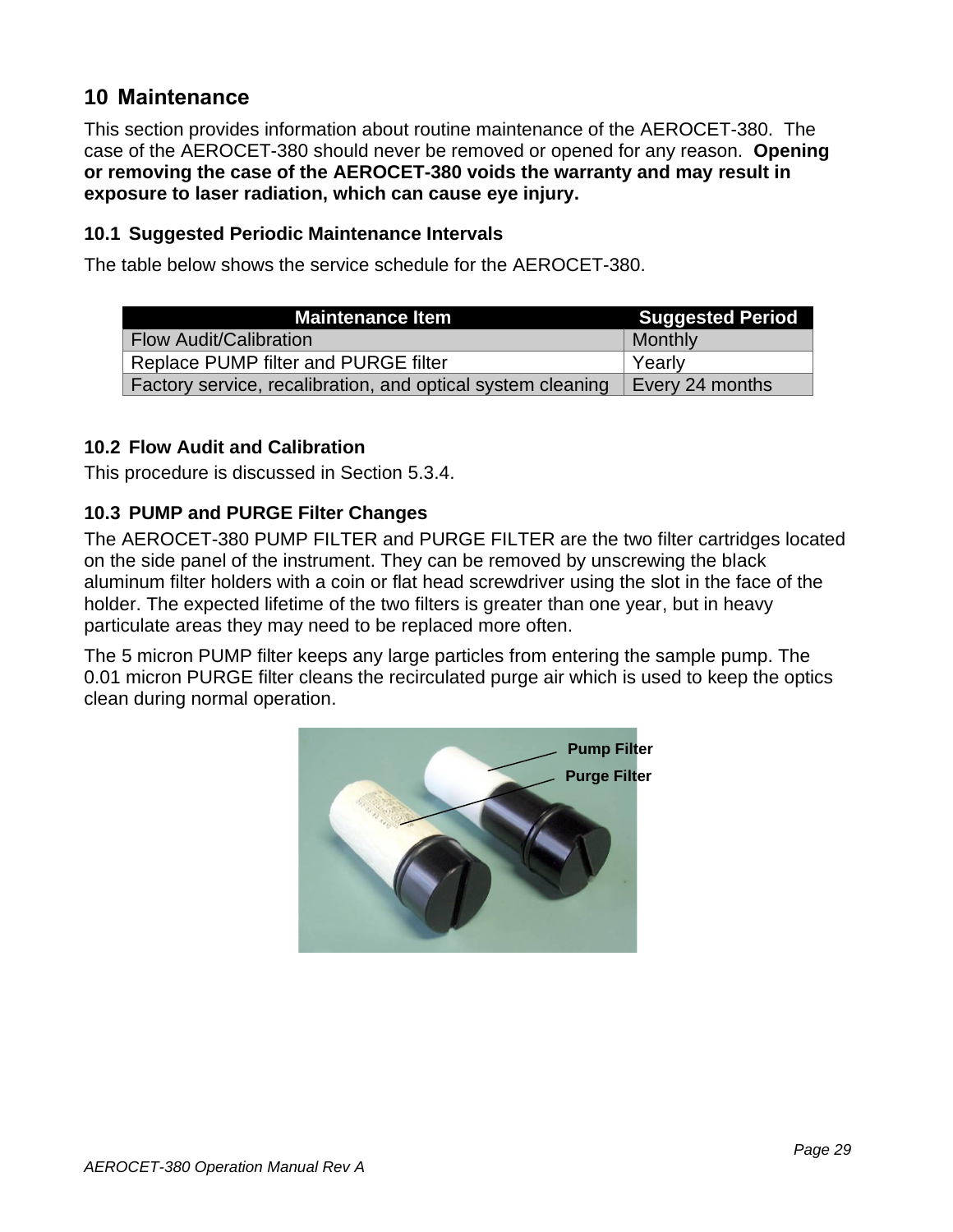# 10 Maintenance

This section provides information about routine maintenance of the AEROCET-380. The case of the AEROCET-380 should never be removed or opened for any reason. **Opening or removing the case of the AEROCET-380 voids the warranty and may result in exposure to laser radiation, which can cause eye injury.**

## 10.1 Suggested Periodic Maintenance Intervals

The table below shows the service schedule for the AEROCET-380.

| Maintenance Item | Suggested Period |
|---|---|
| Flow Audit/Calibration | Monthly |
| Replace PUMP filter and PURGE filter | Yearly |
| Factory service, recalibration, and optical system cleaning | Every 24 months |

## 10.2 Flow Audit and Calibration

This procedure is discussed in Section 5.3.4.

## 10.3 PUMP and PURGE Filter Changes

The AEROCET-380 PUMP FILTER and PURGE FILTER are the two filter cartridges located on the side panel of the instrument. They can be removed by unscrewing the black aluminum filter holders with a coin or flat head screwdriver using the slot in the face of the holder. The expected lifetime of the two filters is greater than one year, but in heavy particulate areas they may need to be replaced more often.

The 5 micron PUMP filter keeps any large particles from entering the sample pump. The 0.01 micron PURGE filter cleans the recirculated purge air which is used to keep the optics clean during normal operation.

Pump Filter

Purge Filter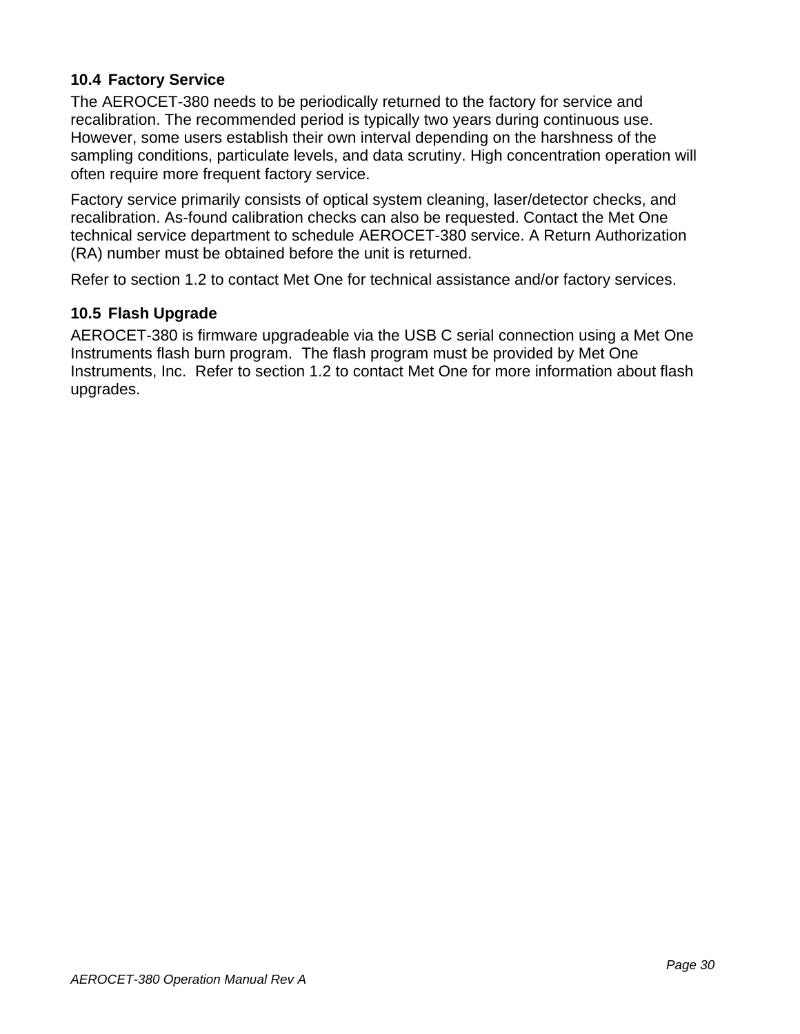### 10.4 Factory Service

The AEROCET-380 needs to be periodically returned to the factory for service and recalibration. The recommended period is typically two years during continuous use. However, some users establish their own interval depending on the harshness of the sampling conditions, particulate levels, and data scrutiny. High concentration operation will often require more frequent factory service.

Factory service primarily consists of optical system cleaning, laser/detector checks, and recalibration. As-found calibration checks can also be requested. Contact the Met One technical service department to schedule AEROCET-380 service. A Return Authorization (RA) number must be obtained before the unit is returned.

Refer to section 1.2 to contact Met One for technical assistance and/or factory services.

### 10.5 Flash Upgrade

AEROCET-380 is firmware upgradeable via the USB C serial connection using a Met One Instruments flash burn program. The flash program must be provided by Met One Instruments, Inc. Refer to section 1.2 to contact Met One for more information about flash upgrades.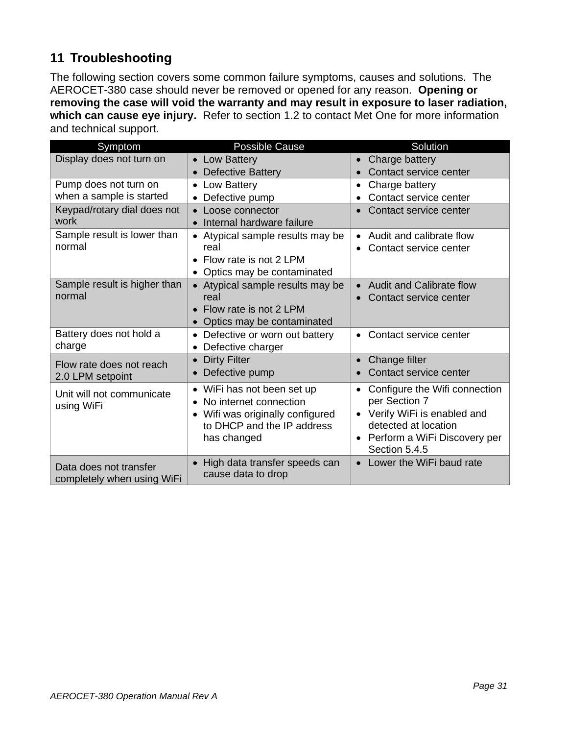# 11 Troubleshooting

The following section covers some common failure symptoms, causes and solutions. The AEROCET-380 case should never be removed or opened for any reason. **Opening or removing the case will void the warranty and may result in exposure to laser radiation, which can cause eye injury.** Refer to section 1.2 to contact Met One for more information and technical support.

| Symptom | Possible Cause | Solution |
|---|---|---|
| Display does not turn on | • Low Battery<br>• Defective Battery | • Charge battery<br>• Contact service center |
| Pump does not turn on when a sample is started | • Low Battery<br>• Defective pump | • Charge battery<br>• Contact service center |
| Keypad/rotary dial does not work | • Loose connector<br>• Internal hardware failure | • Contact service center |
| Sample result is lower than normal | • Atypical sample results may be real<br>• Flow rate is not 2 LPM<br>• Optics may be contaminated | • Audit and calibrate flow<br>• Contact service center |
| Sample result is higher than normal | • Atypical sample results may be real<br>• Flow rate is not 2 LPM<br>• Optics may be contaminated | • Audit and Calibrate flow<br>• Contact service center |
| Battery does not hold a charge | • Defective or worn out battery<br>• Defective charger | • Contact service center |
| Flow rate does not reach 2.0 LPM setpoint | • Dirty Filter<br>• Defective pump | • Change filter<br>• Contact service center |
| Unit will not communicate using WiFi | • WiFi has not been set up<br>• No internet connection<br>• Wifi was originally configured to DHCP and the IP address has changed | • Configure the Wifi connection per Section 7<br>• Verify WiFi is enabled and detected at location<br>• Perform a WiFi Discovery per Section 5.4.5 |
| Data does not transfer completely when using WiFi | • High data transfer speeds can cause data to drop | • Lower the WiFi baud rate |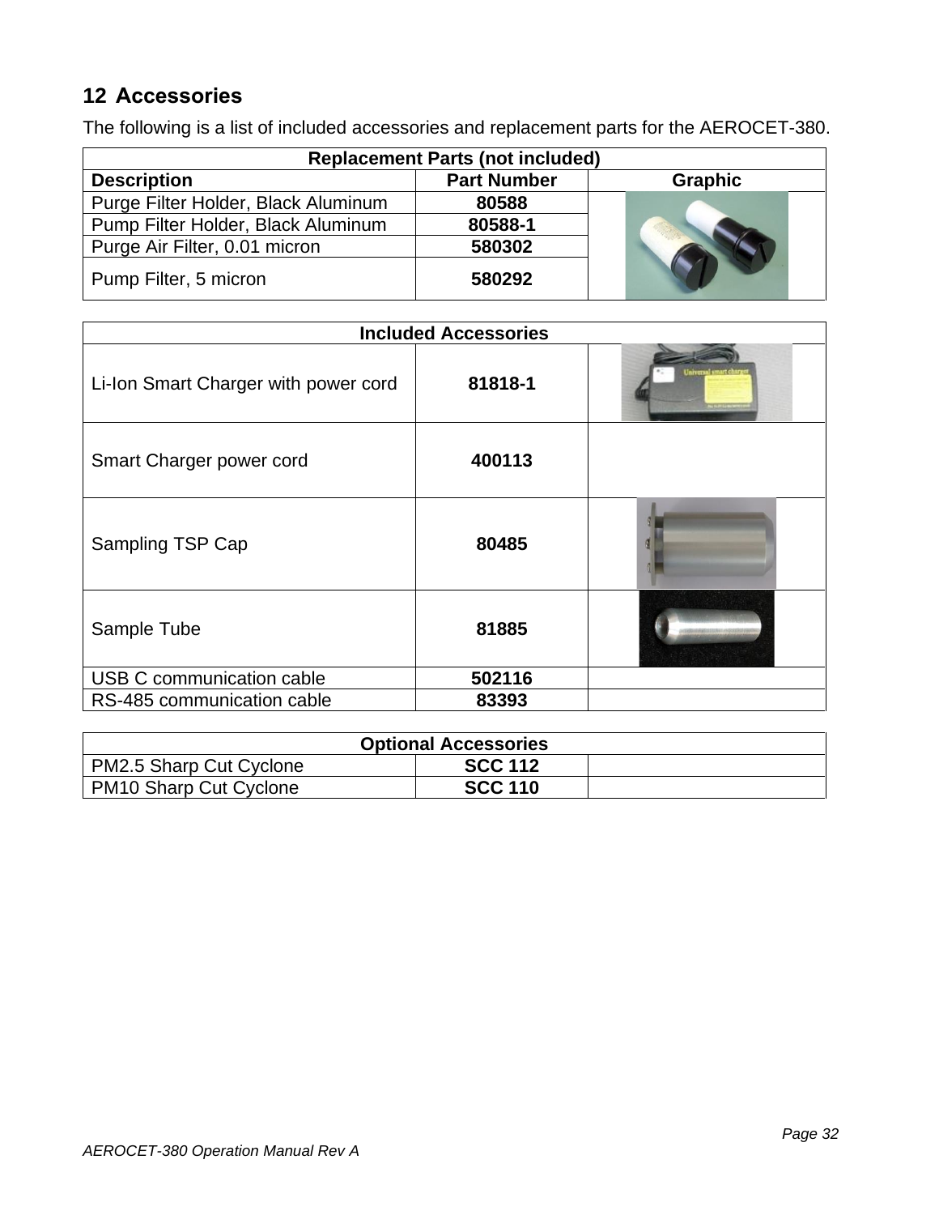## 12 Accessories

The following is a list of included accessories and replacement parts for the AEROCET-380.

| Replacement Parts (not included) | | |
|---|---|---|
| **Description** | **Part Number** | **Graphic** |
| Purge Filter Holder, Black Aluminum | **80588** | |
| Pump Filter Holder, Black Aluminum | **80588-1** | |
| Purge Air Filter, 0.01 micron | **580302** | |
| Pump Filter, 5 micron | **580292** | |

| Included Accessories | | |
|---|---|---|
| Li-Ion Smart Charger with power cord | **81818-1** | |
| Smart Charger power cord | **400113** | |
| Sampling TSP Cap | **80485** | |
| Sample Tube | **81885** | |
| USB C communication cable | **502116** | |
| RS-485 communication cable | **83393** | |

| Optional Accessories | | |
|---|---|---|
| PM2.5 Sharp Cut Cyclone | **SCC 112** | |
| PM10 Sharp Cut Cyclone | **SCC 110** | |